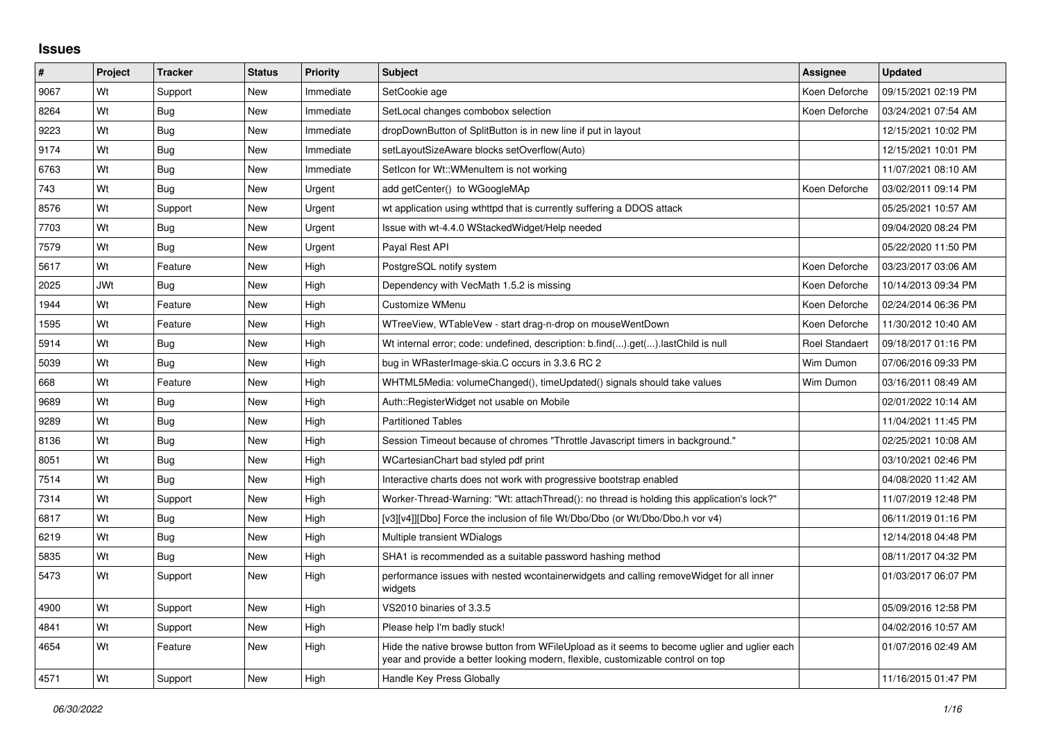# Issues

| # | Project | Tracker | Status | Priority | Subject | Assignee | Updated |
|---|---|---|---|---|---|---|---|
| 9067 | Wt | Support | New | Immediate | SetCookie age | Koen Deforche | 09/15/2021 02:19 PM |
| 8264 | Wt | Bug | New | Immediate | SetLocal changes combobox selection | Koen Deforche | 03/24/2021 07:54 AM |
| 9223 | Wt | Bug | New | Immediate | dropDownButton of SplitButton is in new line if put in layout | | 12/15/2021 10:02 PM |
| 9174 | Wt | Bug | New | Immediate | setLayoutSizeAware blocks setOverflow(Auto) | | 12/15/2021 10:01 PM |
| 6763 | Wt | Bug | New | Immediate | SetIcon for Wt::WMenuItem is not working | | 11/07/2021 08:10 AM |
| 743 | Wt | Bug | New | Urgent | add getCenter() to WGoogleMAp | Koen Deforche | 03/02/2011 09:14 PM |
| 8576 | Wt | Support | New | Urgent | wt application using wthttpd that is currently suffering a DDOS attack | | 05/25/2021 10:57 AM |
| 7703 | Wt | Bug | New | Urgent | Issue with wt-4.4.0 WStackedWidget/Help needed | | 09/04/2020 08:24 PM |
| 7579 | Wt | Bug | New | Urgent | Payal Rest API | | 05/22/2020 11:50 PM |
| 5617 | Wt | Feature | New | High | PostgreSQL notify system | Koen Deforche | 03/23/2017 03:06 AM |
| 2025 | JWt | Bug | New | High | Dependency with VecMath 1.5.2 is missing | Koen Deforche | 10/14/2013 09:34 PM |
| 1944 | Wt | Feature | New | High | Customize WMenu | Koen Deforche | 02/24/2014 06:36 PM |
| 1595 | Wt | Feature | New | High | WTreeView, WTableVew - start drag-n-drop on mouseWentDown | Koen Deforche | 11/30/2012 10:40 AM |
| 5914 | Wt | Bug | New | High | Wt internal error; code: undefined, description: b.find(...).get(...).lastChild is null | Roel Standaert | 09/18/2017 01:16 PM |
| 5039 | Wt | Bug | New | High | bug in WRasterImage-skia.C occurs in 3.3.6 RC 2 | Wim Dumon | 07/06/2016 09:33 PM |
| 668 | Wt | Feature | New | High | WHTML5Media: volumeChanged(), timeUpdated() signals should take values | Wim Dumon | 03/16/2011 08:49 AM |
| 9689 | Wt | Bug | New | High | Auth::RegisterWidget not usable on Mobile | | 02/01/2022 10:14 AM |
| 9289 | Wt | Bug | New | High | Partitioned Tables | | 11/04/2021 11:45 PM |
| 8136 | Wt | Bug | New | High | Session Timeout because of chromes "Throttle Javascript timers in background." | | 02/25/2021 10:08 AM |
| 8051 | Wt | Bug | New | High | WCartesianChart bad styled pdf print | | 03/10/2021 02:46 PM |
| 7514 | Wt | Bug | New | High | Interactive charts does not work with progressive bootstrap enabled | | 04/08/2020 11:42 AM |
| 7314 | Wt | Support | New | High | Worker-Thread-Warning: "Wt: attachThread(): no thread is holding this application's lock?" | | 11/07/2019 12:48 PM |
| 6817 | Wt | Bug | New | High | [v3][v4]][Dbo] Force the inclusion of file Wt/Dbo/Dbo (or Wt/Dbo/Dbo.h vor v4) | | 06/11/2019 01:16 PM |
| 6219 | Wt | Bug | New | High | Multiple transient WDialogs | | 12/14/2018 04:48 PM |
| 5835 | Wt | Bug | New | High | SHA1 is recommended as a suitable password hashing method | | 08/11/2017 04:32 PM |
| 5473 | Wt | Support | New | High | performance issues with nested wcontainerwidgets and calling removeWidget for all inner widgets | | 01/03/2017 06:07 PM |
| 4900 | Wt | Support | New | High | VS2010 binaries of 3.3.5 | | 05/09/2016 12:58 PM |
| 4841 | Wt | Support | New | High | Please help I'm badly stuck! | | 04/02/2016 10:57 AM |
| 4654 | Wt | Feature | New | High | Hide the native browse button from WFileUpload as it seems to become uglier and uglier each year and provide a better looking modern, flexible, customizable control on top | | 01/07/2016 02:49 AM |
| 4571 | Wt | Support | New | High | Handle Key Press Globally | | 11/16/2015 01:47 PM |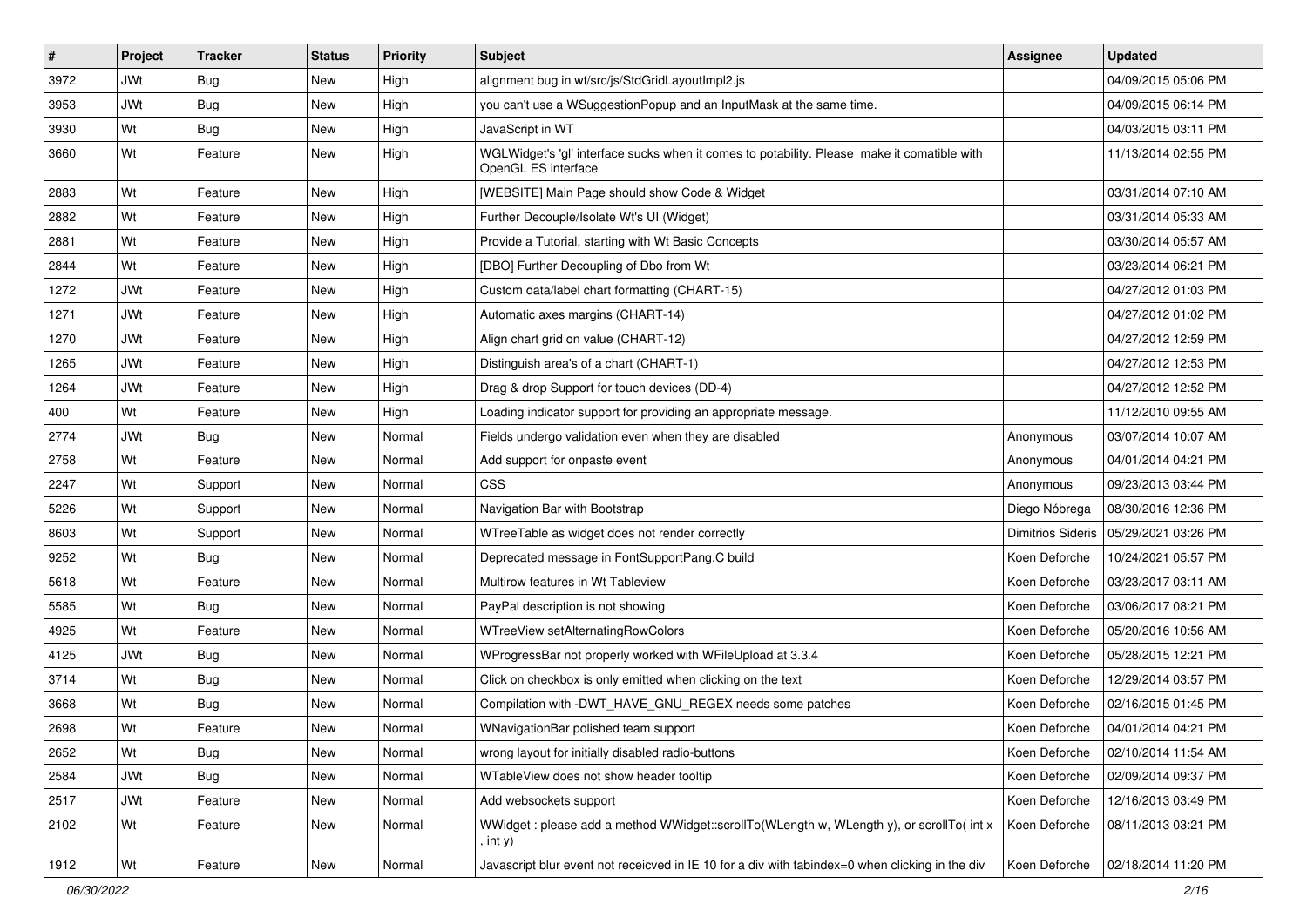| # | Project | Tracker | Status | Priority | Subject | Assignee | Updated |
| --- | --- | --- | --- | --- | --- | --- | --- |
| 3972 | JWt | Bug | New | High | alignment bug in wt/src/js/StdGridLayoutImpl2.js | | 04/09/2015 05:06 PM |
| 3953 | JWt | Bug | New | High | you can't use a WSuggestionPopup and an InputMask at the same time. | | 04/09/2015 06:14 PM |
| 3930 | Wt | Bug | New | High | JavaScript in WT | | 04/03/2015 03:11 PM |
| 3660 | Wt | Feature | New | High | WGLWidget's 'gl' interface sucks when it comes to potability. Please make it comatible with OpenGL ES interface | | 11/13/2014 02:55 PM |
| 2883 | Wt | Feature | New | High | [WEBSITE] Main Page should show Code & Widget | | 03/31/2014 07:10 AM |
| 2882 | Wt | Feature | New | High | Further Decouple/Isolate Wt's UI (Widget) | | 03/31/2014 05:33 AM |
| 2881 | Wt | Feature | New | High | Provide a Tutorial, starting with Wt Basic Concepts | | 03/30/2014 05:57 AM |
| 2844 | Wt | Feature | New | High | [DBO] Further Decoupling of Dbo from Wt | | 03/23/2014 06:21 PM |
| 1272 | JWt | Feature | New | High | Custom data/label chart formatting (CHART-15) | | 04/27/2012 01:03 PM |
| 1271 | JWt | Feature | New | High | Automatic axes margins (CHART-14) | | 04/27/2012 01:02 PM |
| 1270 | JWt | Feature | New | High | Align chart grid on value (CHART-12) | | 04/27/2012 12:59 PM |
| 1265 | JWt | Feature | New | High | Distinguish area's of a chart (CHART-1) | | 04/27/2012 12:53 PM |
| 1264 | JWt | Feature | New | High | Drag & drop Support for touch devices (DD-4) | | 04/27/2012 12:52 PM |
| 400 | Wt | Feature | New | High | Loading indicator support for providing an appropriate message. | | 11/12/2010 09:55 AM |
| 2774 | JWt | Bug | New | Normal | Fields undergo validation even when they are disabled | Anonymous | 03/07/2014 10:07 AM |
| 2758 | Wt | Feature | New | Normal | Add support for onpaste event | Anonymous | 04/01/2014 04:21 PM |
| 2247 | Wt | Support | New | Normal | CSS | Anonymous | 09/23/2013 03:44 PM |
| 5226 | Wt | Support | New | Normal | Navigation Bar with Bootstrap | Diego Nóbrega | 08/30/2016 12:36 PM |
| 8603 | Wt | Support | New | Normal | WTreeTable as widget does not render correctly | Dimitrios Sideris | 05/29/2021 03:26 PM |
| 9252 | Wt | Bug | New | Normal | Deprecated message in FontSupportPang.C build | Koen Deforche | 10/24/2021 05:57 PM |
| 5618 | Wt | Feature | New | Normal | Multirow features in Wt Tableview | Koen Deforche | 03/23/2017 03:11 AM |
| 5585 | Wt | Bug | New | Normal | PayPal description is not showing | Koen Deforche | 03/06/2017 08:21 PM |
| 4925 | Wt | Feature | New | Normal | WTreeView setAlternatingRowColors | Koen Deforche | 05/20/2016 10:56 AM |
| 4125 | JWt | Bug | New | Normal | WProgressBar not properly worked with WFileUpload at 3.3.4 | Koen Deforche | 05/28/2015 12:21 PM |
| 3714 | Wt | Bug | New | Normal | Click on checkbox is only emitted when clicking on the text | Koen Deforche | 12/29/2014 03:57 PM |
| 3668 | Wt | Bug | New | Normal | Compilation with -DWT_HAVE_GNU_REGEX needs some patches | Koen Deforche | 02/16/2015 01:45 PM |
| 2698 | Wt | Feature | New | Normal | WNavigationBar polished team support | Koen Deforche | 04/01/2014 04:21 PM |
| 2652 | Wt | Bug | New | Normal | wrong layout for initially disabled radio-buttons | Koen Deforche | 02/10/2014 11:54 AM |
| 2584 | JWt | Bug | New | Normal | WTableView does not show header tooltip | Koen Deforche | 02/09/2014 09:37 PM |
| 2517 | JWt | Feature | New | Normal | Add websockets support | Koen Deforche | 12/16/2013 03:49 PM |
| 2102 | Wt | Feature | New | Normal | WWidget : please add a method WWidget::scrollTo(WLength w, WLength y), or scrollTo( int x , int y) | Koen Deforche | 08/11/2013 03:21 PM |
| 1912 | Wt | Feature | New | Normal | Javascript blur event not receicved in IE 10 for a div with tabindex=0 when clicking in the div | Koen Deforche | 02/18/2014 11:20 PM |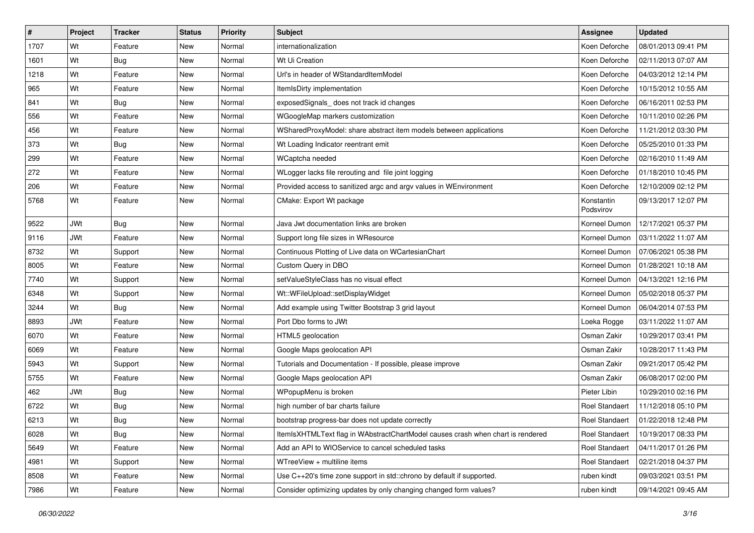| # | Project | Tracker | Status | Priority | Subject | Assignee | Updated |
|---|---|---|---|---|---|---|---|
| 1707 | Wt | Feature | New | Normal | internationalization | Koen Deforche | 08/01/2013 09:41 PM |
| 1601 | Wt | Bug | New | Normal | Wt Ui Creation | Koen Deforche | 02/11/2013 07:07 AM |
| 1218 | Wt | Feature | New | Normal | Url's in header of WStandardItemModel | Koen Deforche | 04/03/2012 12:14 PM |
| 965 | Wt | Feature | New | Normal | ItemIsDirty implementation | Koen Deforche | 10/15/2012 10:55 AM |
| 841 | Wt | Bug | New | Normal | exposedSignals_ does not track id changes | Koen Deforche | 06/16/2011 02:53 PM |
| 556 | Wt | Feature | New | Normal | WGoogleMap markers customization | Koen Deforche | 10/11/2010 02:26 PM |
| 456 | Wt | Feature | New | Normal | WSharedProxyModel: share abstract item models between applications | Koen Deforche | 11/21/2012 03:30 PM |
| 373 | Wt | Bug | New | Normal | Wt Loading Indicator reentrant emit | Koen Deforche | 05/25/2010 01:33 PM |
| 299 | Wt | Feature | New | Normal | WCaptcha needed | Koen Deforche | 02/16/2010 11:49 AM |
| 272 | Wt | Feature | New | Normal | WLogger lacks file rerouting and file joint logging | Koen Deforche | 01/18/2010 10:45 PM |
| 206 | Wt | Feature | New | Normal | Provided access to sanitized argc and argv values in WEnvironment | Koen Deforche | 12/10/2009 02:12 PM |
| 5768 | Wt | Feature | New | Normal | CMake: Export Wt package | Konstantin Podsvirov | 09/13/2017 12:07 PM |
| 9522 | JWt | Bug | New | Normal | Java Jwt documentation links are broken | Korneel Dumon | 12/17/2021 05:37 PM |
| 9116 | JWt | Feature | New | Normal | Support long file sizes in WResource | Korneel Dumon | 03/11/2022 11:07 AM |
| 8732 | Wt | Support | New | Normal | Continuous Plotting of Live data on WCartesianChart | Korneel Dumon | 07/06/2021 05:38 PM |
| 8005 | Wt | Feature | New | Normal | Custom Query in DBO | Korneel Dumon | 01/28/2021 10:18 AM |
| 7740 | Wt | Support | New | Normal | setValueStyleClass has no visual effect | Korneel Dumon | 04/13/2021 12:16 PM |
| 6348 | Wt | Support | New | Normal | Wt::WFileUpload::setDisplayWidget | Korneel Dumon | 05/02/2018 05:37 PM |
| 3244 | Wt | Bug | New | Normal | Add example using Twitter Bootstrap 3 grid layout | Korneel Dumon | 06/04/2014 07:53 PM |
| 8893 | JWt | Feature | New | Normal | Port Dbo forms to JWt | Loeka Rogge | 03/11/2022 11:07 AM |
| 6070 | Wt | Feature | New | Normal | HTML5 geolocation | Osman Zakir | 10/29/2017 03:41 PM |
| 6069 | Wt | Feature | New | Normal | Google Maps geolocation API | Osman Zakir | 10/28/2017 11:43 PM |
| 5943 | Wt | Support | New | Normal | Tutorials and Documentation - If possible, please improve | Osman Zakir | 09/21/2017 05:42 PM |
| 5755 | Wt | Feature | New | Normal | Google Maps geolocation API | Osman Zakir | 06/08/2017 02:00 PM |
| 462 | JWt | Bug | New | Normal | WPopupMenu is broken | Pieter Libin | 10/29/2010 02:16 PM |
| 6722 | Wt | Bug | New | Normal | high number of bar charts failure | Roel Standaert | 11/12/2018 05:10 PM |
| 6213 | Wt | Bug | New | Normal | bootstrap progress-bar does not update correctly | Roel Standaert | 01/22/2018 12:48 PM |
| 6028 | Wt | Bug | New | Normal | ItemIsXHTMLText flag in WAbstractChartModel causes crash when chart is rendered | Roel Standaert | 10/19/2017 08:33 PM |
| 5649 | Wt | Feature | New | Normal | Add an API to WIOService to cancel scheduled tasks | Roel Standaert | 04/11/2017 01:26 PM |
| 4981 | Wt | Support | New | Normal | WTreeView + multiline items | Roel Standaert | 02/21/2018 04:37 PM |
| 8508 | Wt | Feature | New | Normal | Use C++20's time zone support in std::chrono by default if supported. | ruben kindt | 09/03/2021 03:51 PM |
| 7986 | Wt | Feature | New | Normal | Consider optimizing updates by only changing changed form values? | ruben kindt | 09/14/2021 09:45 AM |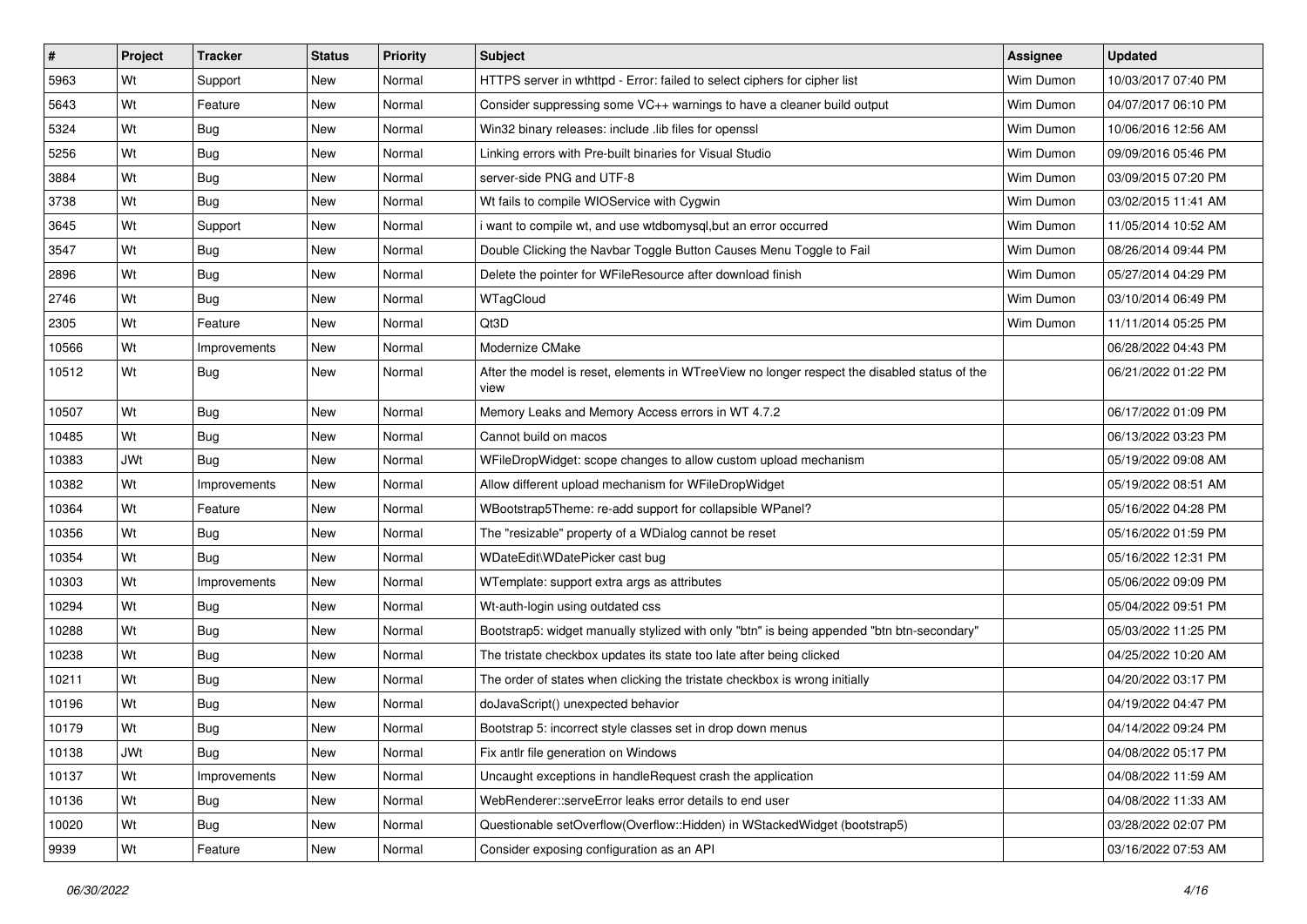| # | Project | Tracker | Status | Priority | Subject | Assignee | Updated |
|---|---|---|---|---|---|---|---|
| 5963 | Wt | Support | New | Normal | HTTPS server in wthttpd - Error: failed to select ciphers for cipher list | Wim Dumon | 10/03/2017 07:40 PM |
| 5643 | Wt | Feature | New | Normal | Consider suppressing some VC++ warnings to have a cleaner build output | Wim Dumon | 04/07/2017 06:10 PM |
| 5324 | Wt | Bug | New | Normal | Win32 binary releases: include .lib files for openssl | Wim Dumon | 10/06/2016 12:56 AM |
| 5256 | Wt | Bug | New | Normal | Linking errors with Pre-built binaries for Visual Studio | Wim Dumon | 09/09/2016 05:46 PM |
| 3884 | Wt | Bug | New | Normal | server-side PNG and UTF-8 | Wim Dumon | 03/09/2015 07:20 PM |
| 3738 | Wt | Bug | New | Normal | Wt fails to compile WIOService with Cygwin | Wim Dumon | 03/02/2015 11:41 AM |
| 3645 | Wt | Support | New | Normal | i want to compile wt, and use wtdbomysql,but an error occurred | Wim Dumon | 11/05/2014 10:52 AM |
| 3547 | Wt | Bug | New | Normal | Double Clicking the Navbar Toggle Button Causes Menu Toggle to Fail | Wim Dumon | 08/26/2014 09:44 PM |
| 2896 | Wt | Bug | New | Normal | Delete the pointer for WFileResource after download finish | Wim Dumon | 05/27/2014 04:29 PM |
| 2746 | Wt | Bug | New | Normal | WTagCloud | Wim Dumon | 03/10/2014 06:49 PM |
| 2305 | Wt | Feature | New | Normal | Qt3D | Wim Dumon | 11/11/2014 05:25 PM |
| 10566 | Wt | Improvements | New | Normal | Modernize CMake | | 06/28/2022 04:43 PM |
| 10512 | Wt | Bug | New | Normal | After the model is reset, elements in WTreeView no longer respect the disabled status of the view | | 06/21/2022 01:22 PM |
| 10507 | Wt | Bug | New | Normal | Memory Leaks and Memory Access errors in WT 4.7.2 | | 06/17/2022 01:09 PM |
| 10485 | Wt | Bug | New | Normal | Cannot build on macos | | 06/13/2022 03:23 PM |
| 10383 | JWt | Bug | New | Normal | WFileDropWidget: scope changes to allow custom upload mechanism | | 05/19/2022 09:08 AM |
| 10382 | Wt | Improvements | New | Normal | Allow different upload mechanism for WFileDropWidget | | 05/19/2022 08:51 AM |
| 10364 | Wt | Feature | New | Normal | WBootstrap5Theme: re-add support for collapsible WPanel? | | 05/16/2022 04:28 PM |
| 10356 | Wt | Bug | New | Normal | The "resizable" property of a WDialog cannot be reset | | 05/16/2022 01:59 PM |
| 10354 | Wt | Bug | New | Normal | WDateEdit\WDatePicker cast bug | | 05/16/2022 12:31 PM |
| 10303 | Wt | Improvements | New | Normal | WTemplate: support extra args as attributes | | 05/06/2022 09:09 PM |
| 10294 | Wt | Bug | New | Normal | Wt-auth-login using outdated css | | 05/04/2022 09:51 PM |
| 10288 | Wt | Bug | New | Normal | Bootstrap5: widget manually stylized with only "btn" is being appended "btn btn-secondary" | | 05/03/2022 11:25 PM |
| 10238 | Wt | Bug | New | Normal | The tristate checkbox updates its state too late after being clicked | | 04/25/2022 10:20 AM |
| 10211 | Wt | Bug | New | Normal | The order of states when clicking the tristate checkbox is wrong initially | | 04/20/2022 03:17 PM |
| 10196 | Wt | Bug | New | Normal | doJavaScript() unexpected behavior | | 04/19/2022 04:47 PM |
| 10179 | Wt | Bug | New | Normal | Bootstrap 5: incorrect style classes set in drop down menus | | 04/14/2022 09:24 PM |
| 10138 | JWt | Bug | New | Normal | Fix antlr file generation on Windows | | 04/08/2022 05:17 PM |
| 10137 | Wt | Improvements | New | Normal | Uncaught exceptions in handleRequest crash the application | | 04/08/2022 11:59 AM |
| 10136 | Wt | Bug | New | Normal | WebRenderer::serveError leaks error details to end user | | 04/08/2022 11:33 AM |
| 10020 | Wt | Bug | New | Normal | Questionable setOverflow(Overflow::Hidden) in WStackedWidget (bootstrap5) | | 03/28/2022 02:07 PM |
| 9939 | Wt | Feature | New | Normal | Consider exposing configuration as an API | | 03/16/2022 07:53 AM |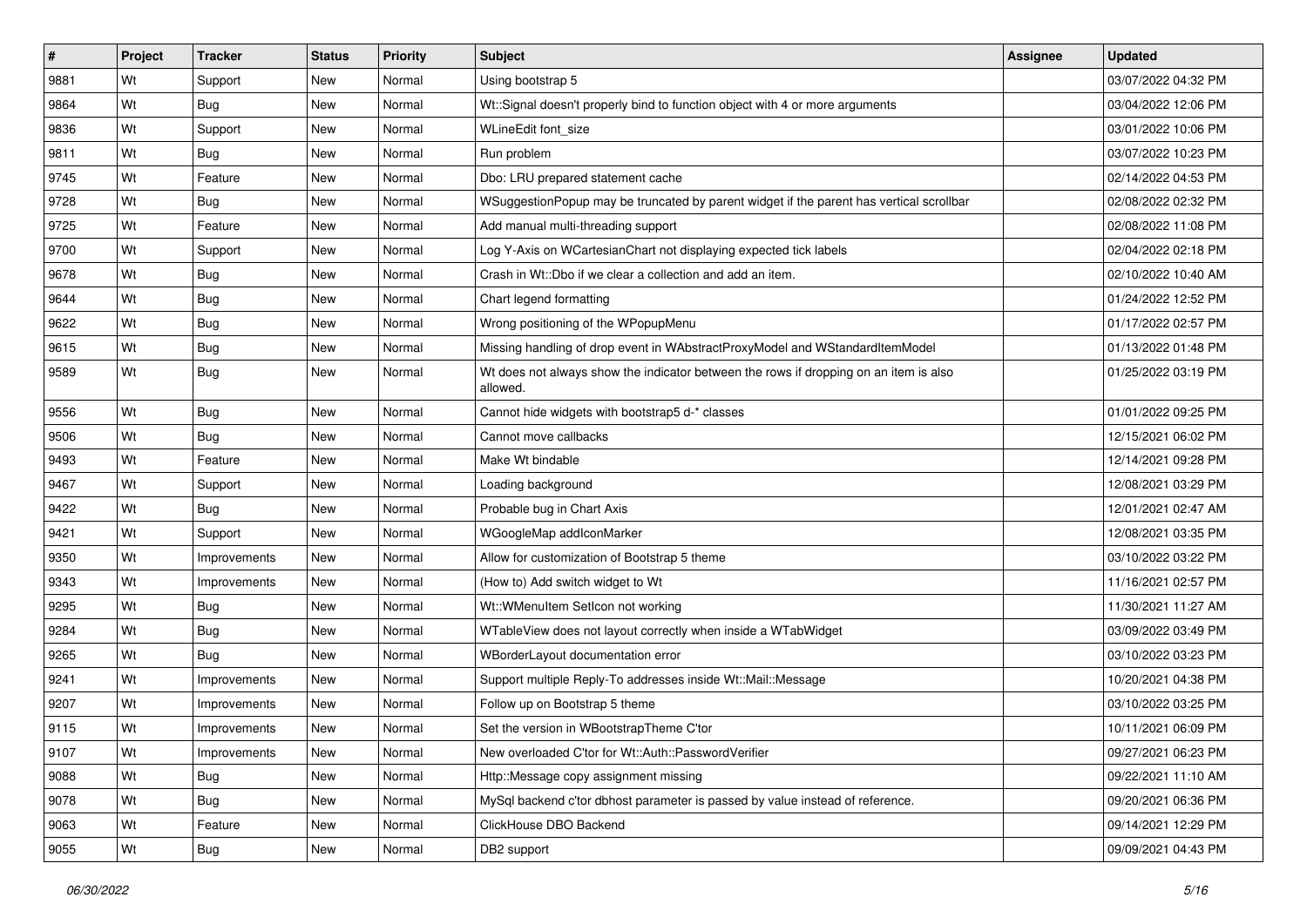| # | Project | Tracker | Status | Priority | Subject | Assignee | Updated |
| --- | --- | --- | --- | --- | --- | --- | --- |
| 9881 | Wt | Support | New | Normal | Using bootstrap 5 | | 03/07/2022 04:32 PM |
| 9864 | Wt | Bug | New | Normal | Wt::Signal doesn't properly bind to function object with 4 or more arguments | | 03/04/2022 12:06 PM |
| 9836 | Wt | Support | New | Normal | WLineEdit font_size | | 03/01/2022 10:06 PM |
| 9811 | Wt | Bug | New | Normal | Run problem | | 03/07/2022 10:23 PM |
| 9745 | Wt | Feature | New | Normal | Dbo: LRU prepared statement cache | | 02/14/2022 04:53 PM |
| 9728 | Wt | Bug | New | Normal | WSuggestionPopup may be truncated by parent widget if the parent has vertical scrollbar | | 02/08/2022 02:32 PM |
| 9725 | Wt | Feature | New | Normal | Add manual multi-threading support | | 02/08/2022 11:08 PM |
| 9700 | Wt | Support | New | Normal | Log Y-Axis on WCartesianChart not displaying expected tick labels | | 02/04/2022 02:18 PM |
| 9678 | Wt | Bug | New | Normal | Crash in Wt::Dbo if we clear a collection and add an item. | | 02/10/2022 10:40 AM |
| 9644 | Wt | Bug | New | Normal | Chart legend formatting | | 01/24/2022 12:52 PM |
| 9622 | Wt | Bug | New | Normal | Wrong positioning of the WPopupMenu | | 01/17/2022 02:57 PM |
| 9615 | Wt | Bug | New | Normal | Missing handling of drop event in WAbstractProxyModel and WStandardItemModel | | 01/13/2022 01:48 PM |
| 9589 | Wt | Bug | New | Normal | Wt does not always show the indicator between the rows if dropping on an item is also allowed. | | 01/25/2022 03:19 PM |
| 9556 | Wt | Bug | New | Normal | Cannot hide widgets with bootstrap5 d-* classes | | 01/01/2022 09:25 PM |
| 9506 | Wt | Bug | New | Normal | Cannot move callbacks | | 12/15/2021 06:02 PM |
| 9493 | Wt | Feature | New | Normal | Make Wt bindable | | 12/14/2021 09:28 PM |
| 9467 | Wt | Support | New | Normal | Loading background | | 12/08/2021 03:29 PM |
| 9422 | Wt | Bug | New | Normal | Probable bug in Chart Axis | | 12/01/2021 02:47 AM |
| 9421 | Wt | Support | New | Normal | WGoogleMap addIconMarker | | 12/08/2021 03:35 PM |
| 9350 | Wt | Improvements | New | Normal | Allow for customization of Bootstrap 5 theme | | 03/10/2022 03:22 PM |
| 9343 | Wt | Improvements | New | Normal | (How to) Add switch widget to Wt | | 11/16/2021 02:57 PM |
| 9295 | Wt | Bug | New | Normal | Wt::WMenuItem SetIcon not working | | 11/30/2021 11:27 AM |
| 9284 | Wt | Bug | New | Normal | WTableView does not layout correctly when inside a WTabWidget | | 03/09/2022 03:49 PM |
| 9265 | Wt | Bug | New | Normal | WBorderLayout documentation error | | 03/10/2022 03:23 PM |
| 9241 | Wt | Improvements | New | Normal | Support multiple Reply-To addresses inside Wt::Mail::Message | | 10/20/2021 04:38 PM |
| 9207 | Wt | Improvements | New | Normal | Follow up on Bootstrap 5 theme | | 03/10/2022 03:25 PM |
| 9115 | Wt | Improvements | New | Normal | Set the version in WBootstrapTheme C'tor | | 10/11/2021 06:09 PM |
| 9107 | Wt | Improvements | New | Normal | New overloaded C'tor for Wt::Auth::PasswordVerifier | | 09/27/2021 06:23 PM |
| 9088 | Wt | Bug | New | Normal | Http::Message copy assignment missing | | 09/22/2021 11:10 AM |
| 9078 | Wt | Bug | New | Normal | MySql backend c'tor dbhost parameter is passed by value instead of reference. | | 09/20/2021 06:36 PM |
| 9063 | Wt | Feature | New | Normal | ClickHouse DBO Backend | | 09/14/2021 12:29 PM |
| 9055 | Wt | Bug | New | Normal | DB2 support | | 09/09/2021 04:43 PM |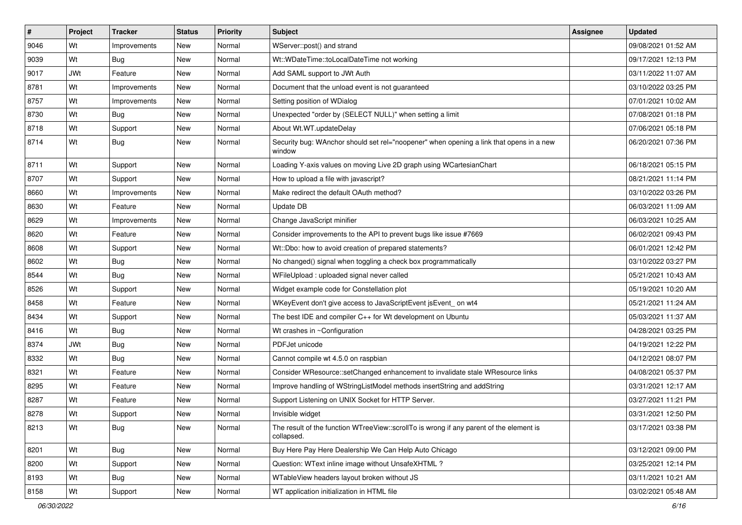| # | Project | Tracker | Status | Priority | Subject | Assignee | Updated |
|---|---|---|---|---|---|---|---|
| 9046 | Wt | Improvements | New | Normal | WServer::post() and strand | | 09/08/2021 01:52 AM |
| 9039 | Wt | Bug | New | Normal | Wt::WDateTime::toLocalDateTime not working | | 09/17/2021 12:13 PM |
| 9017 | JWt | Feature | New | Normal | Add SAML support to JWt Auth | | 03/11/2022 11:07 AM |
| 8781 | Wt | Improvements | New | Normal | Document that the unload event is not guaranteed | | 03/10/2022 03:25 PM |
| 8757 | Wt | Improvements | New | Normal | Setting position of WDialog | | 07/01/2021 10:02 AM |
| 8730 | Wt | Bug | New | Normal | Unexpected "order by (SELECT NULL)" when setting a limit | | 07/08/2021 01:18 PM |
| 8718 | Wt | Support | New | Normal | About Wt.WT.updateDelay | | 07/06/2021 05:18 PM |
| 8714 | Wt | Bug | New | Normal | Security bug: WAnchor should set rel="noopener" when opening a link that opens in a new window | | 06/20/2021 07:36 PM |
| 8711 | Wt | Support | New | Normal | Loading Y-axis values on moving Live 2D graph using WCartesianChart | | 06/18/2021 05:15 PM |
| 8707 | Wt | Support | New | Normal | How to upload a file with javascript? | | 08/21/2021 11:14 PM |
| 8660 | Wt | Improvements | New | Normal | Make redirect the default OAuth method? | | 03/10/2022 03:26 PM |
| 8630 | Wt | Feature | New | Normal | Update DB | | 06/03/2021 11:09 AM |
| 8629 | Wt | Improvements | New | Normal | Change JavaScript minifier | | 06/03/2021 10:25 AM |
| 8620 | Wt | Feature | New | Normal | Consider improvements to the API to prevent bugs like issue #7669 | | 06/02/2021 09:43 PM |
| 8608 | Wt | Support | New | Normal | Wt::Dbo: how to avoid creation of prepared statements? | | 06/01/2021 12:42 PM |
| 8602 | Wt | Bug | New | Normal | No changed() signal when toggling a check box programmatically | | 03/10/2022 03:27 PM |
| 8544 | Wt | Bug | New | Normal | WFileUpload : uploaded signal never called | | 05/21/2021 10:43 AM |
| 8526 | Wt | Support | New | Normal | Widget example code for Constellation plot | | 05/19/2021 10:20 AM |
| 8458 | Wt | Feature | New | Normal | WKeyEvent don't give access to JavaScriptEvent jsEvent_ on wt4 | | 05/21/2021 11:24 AM |
| 8434 | Wt | Support | New | Normal | The best IDE and compiler C++ for Wt development on Ubuntu | | 05/03/2021 11:37 AM |
| 8416 | Wt | Bug | New | Normal | Wt crashes in ~Configuration | | 04/28/2021 03:25 PM |
| 8374 | JWt | Bug | New | Normal | PDFJet unicode | | 04/19/2021 12:22 PM |
| 8332 | Wt | Bug | New | Normal | Cannot compile wt 4.5.0 on raspbian | | 04/12/2021 08:07 PM |
| 8321 | Wt | Feature | New | Normal | Consider WResource::setChanged enhancement to invalidate stale WResource links | | 04/08/2021 05:37 PM |
| 8295 | Wt | Feature | New | Normal | Improve handling of WStringListModel methods insertString and addString | | 03/31/2021 12:17 AM |
| 8287 | Wt | Feature | New | Normal | Support Listening on UNIX Socket for HTTP Server. | | 03/27/2021 11:21 PM |
| 8278 | Wt | Support | New | Normal | Invisible widget | | 03/31/2021 12:50 PM |
| 8213 | Wt | Bug | New | Normal | The result of the function WTreeView::scrollTo is wrong if any parent of the element is collapsed. | | 03/17/2021 03:38 PM |
| 8201 | Wt | Bug | New | Normal | Buy Here Pay Here Dealership We Can Help Auto Chicago | | 03/12/2021 09:00 PM |
| 8200 | Wt | Support | New | Normal | Question: WText inline image without UnsafeXHTML ? | | 03/25/2021 12:14 PM |
| 8193 | Wt | Bug | New | Normal | WTableView headers layout broken without JS | | 03/11/2021 10:21 AM |
| 8158 | Wt | Support | New | Normal | WT application initialization in HTML file | | 03/02/2021 05:48 AM |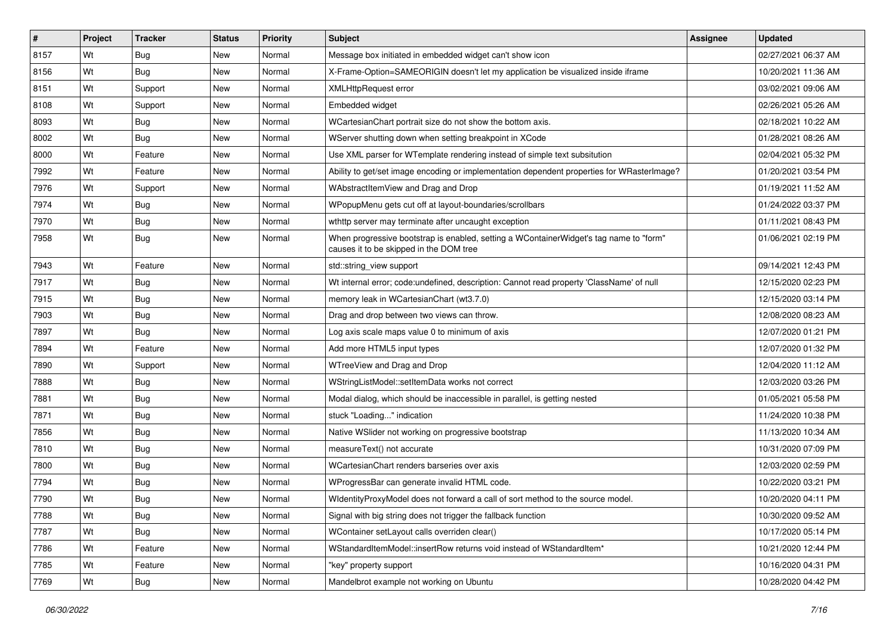| # | Project | Tracker | Status | Priority | Subject | Assignee | Updated |
|---|---|---|---|---|---|---|---|
| 8157 | Wt | Bug | New | Normal | Message box initiated in embedded widget can't show icon | | 02/27/2021 06:37 AM |
| 8156 | Wt | Bug | New | Normal | X-Frame-Option=SAMEORIGIN doesn't let my application be visualized inside iframe | | 10/20/2021 11:36 AM |
| 8151 | Wt | Support | New | Normal | XMLHttpRequest error | | 03/02/2021 09:06 AM |
| 8108 | Wt | Support | New | Normal | Embedded widget | | 02/26/2021 05:26 AM |
| 8093 | Wt | Bug | New | Normal | WCartesianChart portrait size do not show the bottom axis. | | 02/18/2021 10:22 AM |
| 8002 | Wt | Bug | New | Normal | WServer shutting down when setting breakpoint in XCode | | 01/28/2021 08:26 AM |
| 8000 | Wt | Feature | New | Normal | Use XML parser for WTemplate rendering instead of simple text subsitution | | 02/04/2021 05:32 PM |
| 7992 | Wt | Feature | New | Normal | Ability to get/set image encoding or implementation dependent properties for WRasterImage? | | 01/20/2021 03:54 PM |
| 7976 | Wt | Support | New | Normal | WAbstractItemView and Drag and Drop | | 01/19/2021 11:52 AM |
| 7974 | Wt | Bug | New | Normal | WPopupMenu gets cut off at layout-boundaries/scrollbars | | 01/24/2022 03:37 PM |
| 7970 | Wt | Bug | New | Normal | wthttp server may terminate after uncaught exception | | 01/11/2021 08:43 PM |
| 7958 | Wt | Bug | New | Normal | When progressive bootstrap is enabled, setting a WContainerWidget's tag name to "form" causes it to be skipped in the DOM tree | | 01/06/2021 02:19 PM |
| 7943 | Wt | Feature | New | Normal | std::string_view support | | 09/14/2021 12:43 PM |
| 7917 | Wt | Bug | New | Normal | Wt internal error; code:undefined, description: Cannot read property 'ClassName' of null | | 12/15/2020 02:23 PM |
| 7915 | Wt | Bug | New | Normal | memory leak in WCartesianChart (wt3.7.0) | | 12/15/2020 03:14 PM |
| 7903 | Wt | Bug | New | Normal | Drag and drop between two views can throw. | | 12/08/2020 08:23 AM |
| 7897 | Wt | Bug | New | Normal | Log axis scale maps value 0 to minimum of axis | | 12/07/2020 01:21 PM |
| 7894 | Wt | Feature | New | Normal | Add more HTML5 input types | | 12/07/2020 01:32 PM |
| 7890 | Wt | Support | New | Normal | WTreeView and Drag and Drop | | 12/04/2020 11:12 AM |
| 7888 | Wt | Bug | New | Normal | WStringListModel::setItemData works not correct | | 12/03/2020 03:26 PM |
| 7881 | Wt | Bug | New | Normal | Modal dialog, which should be inaccessible in parallel, is getting nested | | 01/05/2021 05:58 PM |
| 7871 | Wt | Bug | New | Normal | stuck "Loading..." indication | | 11/24/2020 10:38 PM |
| 7856 | Wt | Bug | New | Normal | Native WSlider not working on progressive bootstrap | | 11/13/2020 10:34 AM |
| 7810 | Wt | Bug | New | Normal | measureText() not accurate | | 10/31/2020 07:09 PM |
| 7800 | Wt | Bug | New | Normal | WCartesianChart renders barseries over axis | | 12/03/2020 02:59 PM |
| 7794 | Wt | Bug | New | Normal | WProgressBar can generate invalid HTML code. | | 10/22/2020 03:21 PM |
| 7790 | Wt | Bug | New | Normal | WIdentityProxyModel does not forward a call of sort method to the source model. | | 10/20/2020 04:11 PM |
| 7788 | Wt | Bug | New | Normal | Signal with big string does not trigger the fallback function | | 10/30/2020 09:52 AM |
| 7787 | Wt | Bug | New | Normal | WContainer setLayout calls overriden clear() | | 10/17/2020 05:14 PM |
| 7786 | Wt | Feature | New | Normal | WStandardItemModel::insertRow returns void instead of WStandardItem* | | 10/21/2020 12:44 PM |
| 7785 | Wt | Feature | New | Normal | "key" property support | | 10/16/2020 04:31 PM |
| 7769 | Wt | Bug | New | Normal | Mandelbrot example not working on Ubuntu | | 10/28/2020 04:42 PM |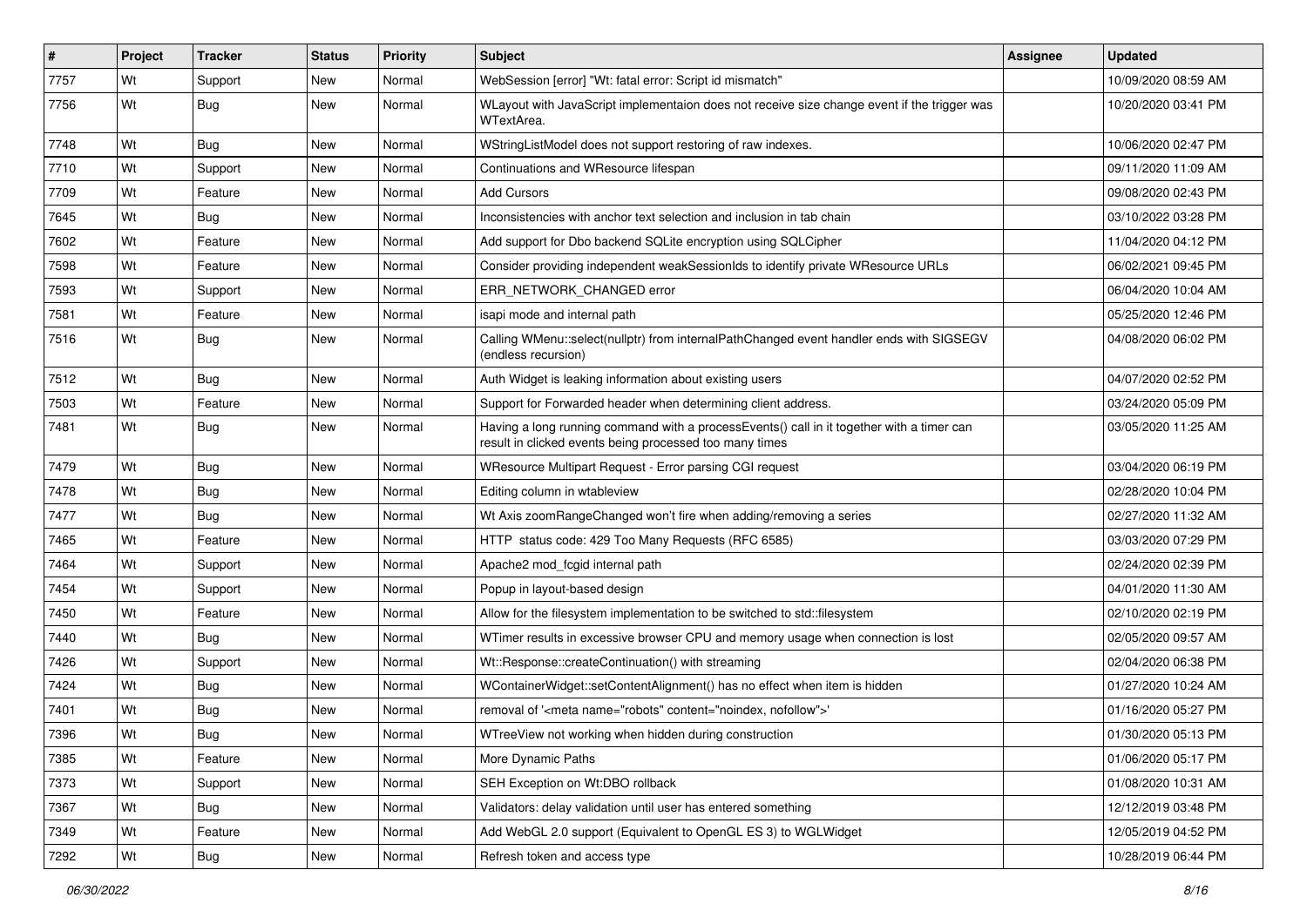| # | Project | Tracker | Status | Priority | Subject | Assignee | Updated |
|---|---|---|---|---|---|---|---|
| 7757 | Wt | Support | New | Normal | WebSession [error] "Wt: fatal error: Script id mismatch" | | 10/09/2020 08:59 AM |
| 7756 | Wt | Bug | New | Normal | WLayout with JavaScript implementaion does not receive size change event if the trigger was WTextArea. | | 10/20/2020 03:41 PM |
| 7748 | Wt | Bug | New | Normal | WStringListModel does not support restoring of raw indexes. | | 10/06/2020 02:47 PM |
| 7710 | Wt | Support | New | Normal | Continuations and WResource lifespan | | 09/11/2020 11:09 AM |
| 7709 | Wt | Feature | New | Normal | Add Cursors | | 09/08/2020 02:43 PM |
| 7645 | Wt | Bug | New | Normal | Inconsistencies with anchor text selection and inclusion in tab chain | | 03/10/2022 03:28 PM |
| 7602 | Wt | Feature | New | Normal | Add support for Dbo backend SQLite encryption using SQLCipher | | 11/04/2020 04:12 PM |
| 7598 | Wt | Feature | New | Normal | Consider providing independent weakSessionIds to identify private WResource URLs | | 06/02/2021 09:45 PM |
| 7593 | Wt | Support | New | Normal | ERR_NETWORK_CHANGED error | | 06/04/2020 10:04 AM |
| 7581 | Wt | Feature | New | Normal | isapi mode and internal path | | 05/25/2020 12:46 PM |
| 7516 | Wt | Bug | New | Normal | Calling WMenu::select(nullptr) from internalPathChanged event handler ends with SIGSEGV (endless recursion) | | 04/08/2020 06:02 PM |
| 7512 | Wt | Bug | New | Normal | Auth Widget is leaking information about existing users | | 04/07/2020 02:52 PM |
| 7503 | Wt | Feature | New | Normal | Support for Forwarded header when determining client address. | | 03/24/2020 05:09 PM |
| 7481 | Wt | Bug | New | Normal | Having a long running command with a processEvents() call in it together with a timer can result in clicked events being processed too many times | | 03/05/2020 11:25 AM |
| 7479 | Wt | Bug | New | Normal | WResource Multipart Request - Error parsing CGI request | | 03/04/2020 06:19 PM |
| 7478 | Wt | Bug | New | Normal | Editing column in wtableview | | 02/28/2020 10:04 PM |
| 7477 | Wt | Bug | New | Normal | Wt Axis zoomRangeChanged won't fire when adding/removing a series | | 02/27/2020 11:32 AM |
| 7465 | Wt | Feature | New | Normal | HTTP status code: 429 Too Many Requests (RFC 6585) | | 03/03/2020 07:29 PM |
| 7464 | Wt | Support | New | Normal | Apache2 mod_fcgid internal path | | 02/24/2020 02:39 PM |
| 7454 | Wt | Support | New | Normal | Popup in layout-based design | | 04/01/2020 11:30 AM |
| 7450 | Wt | Feature | New | Normal | Allow for the filesystem implementation to be switched to std::filesystem | | 02/10/2020 02:19 PM |
| 7440 | Wt | Bug | New | Normal | WTimer results in excessive browser CPU and memory usage when connection is lost | | 02/05/2020 09:57 AM |
| 7426 | Wt | Support | New | Normal | Wt::Response::createContinuation() with streaming | | 02/04/2020 06:38 PM |
| 7424 | Wt | Bug | New | Normal | WContainerWidget::setContentAlignment() has no effect when item is hidden | | 01/27/2020 10:24 AM |
| 7401 | Wt | Bug | New | Normal | removal of '<meta name="robots" content="noindex, nofollow">' | | 01/16/2020 05:27 PM |
| 7396 | Wt | Bug | New | Normal | WTreeView not working when hidden during construction | | 01/30/2020 05:13 PM |
| 7385 | Wt | Feature | New | Normal | More Dynamic Paths | | 01/06/2020 05:17 PM |
| 7373 | Wt | Support | New | Normal | SEH Exception on Wt:DBO rollback | | 01/08/2020 10:31 AM |
| 7367 | Wt | Bug | New | Normal | Validators: delay validation until user has entered something | | 12/12/2019 03:48 PM |
| 7349 | Wt | Feature | New | Normal | Add WebGL 2.0 support (Equivalent to OpenGL ES 3) to WGLWidget | | 12/05/2019 04:52 PM |
| 7292 | Wt | Bug | New | Normal | Refresh token and access type | | 10/28/2019 06:44 PM |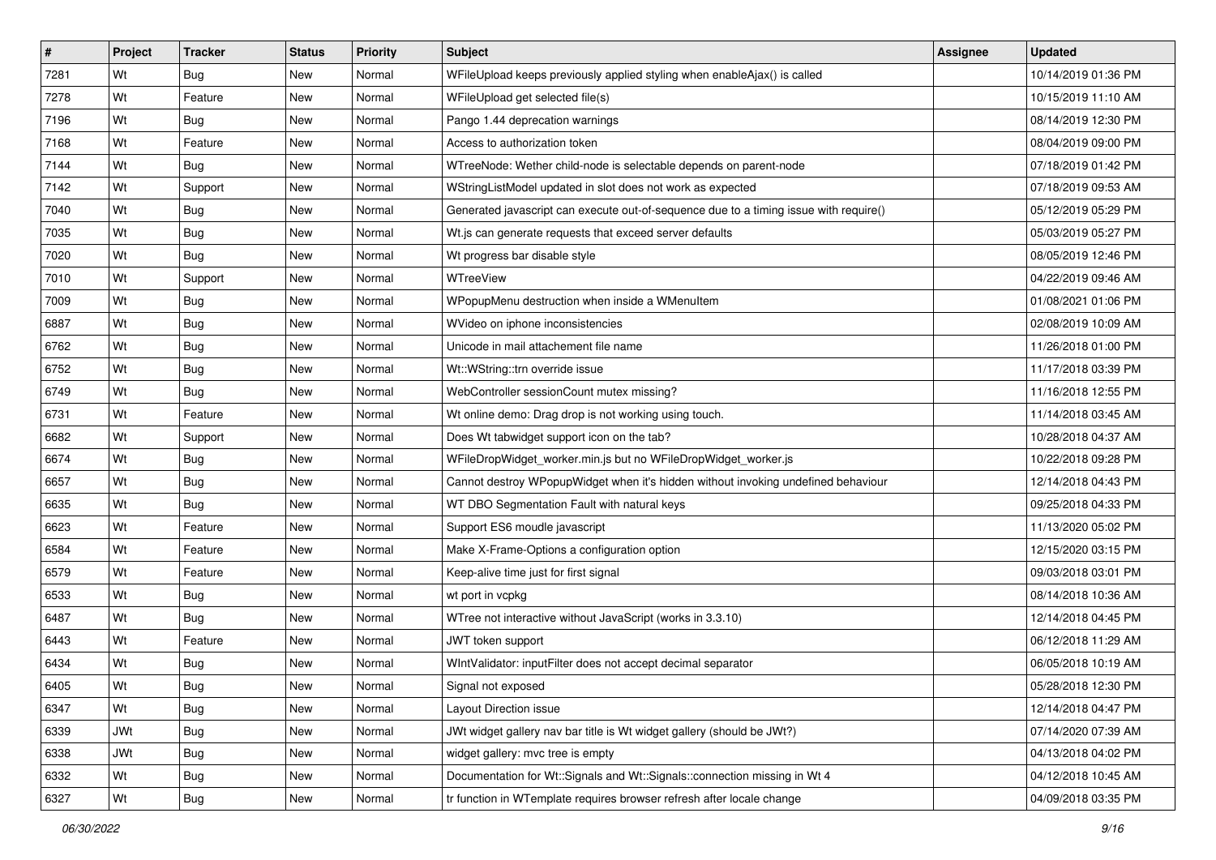| # | Project | Tracker | Status | Priority | Subject | Assignee | Updated |
|---|---|---|---|---|---|---|---|
| 7281 | Wt | Bug | New | Normal | WFileUpload keeps previously applied styling when enableAjax() is called | | 10/14/2019 01:36 PM |
| 7278 | Wt | Feature | New | Normal | WFileUpload get selected file(s) | | 10/15/2019 11:10 AM |
| 7196 | Wt | Bug | New | Normal | Pango 1.44 deprecation warnings | | 08/14/2019 12:30 PM |
| 7168 | Wt | Feature | New | Normal | Access to authorization token | | 08/04/2019 09:00 PM |
| 7144 | Wt | Bug | New | Normal | WTreeNode: Wether child-node is selectable depends on parent-node | | 07/18/2019 01:42 PM |
| 7142 | Wt | Support | New | Normal | WStringListModel updated in slot does not work as expected | | 07/18/2019 09:53 AM |
| 7040 | Wt | Bug | New | Normal | Generated javascript can execute out-of-sequence due to a timing issue with require() | | 05/12/2019 05:29 PM |
| 7035 | Wt | Bug | New | Normal | Wt.js can generate requests that exceed server defaults | | 05/03/2019 05:27 PM |
| 7020 | Wt | Bug | New | Normal | Wt progress bar disable style | | 08/05/2019 12:46 PM |
| 7010 | Wt | Support | New | Normal | WTreeView | | 04/22/2019 09:46 AM |
| 7009 | Wt | Bug | New | Normal | WPopupMenu destruction when inside a WMenuItem | | 01/08/2021 01:06 PM |
| 6887 | Wt | Bug | New | Normal | WVideo on iphone inconsistencies | | 02/08/2019 10:09 AM |
| 6762 | Wt | Bug | New | Normal | Unicode in mail attachement file name | | 11/26/2018 01:00 PM |
| 6752 | Wt | Bug | New | Normal | Wt::WString::trn override issue | | 11/17/2018 03:39 PM |
| 6749 | Wt | Bug | New | Normal | WebController sessionCount mutex missing? | | 11/16/2018 12:55 PM |
| 6731 | Wt | Feature | New | Normal | Wt online demo: Drag drop is not working using touch. | | 11/14/2018 03:45 AM |
| 6682 | Wt | Support | New | Normal | Does Wt tabwidget support icon on the tab? | | 10/28/2018 04:37 AM |
| 6674 | Wt | Bug | New | Normal | WFileDropWidget_worker.min.js but no WFileDropWidget_worker.js | | 10/22/2018 09:28 PM |
| 6657 | Wt | Bug | New | Normal | Cannot destroy WPopupWidget when it's hidden without invoking undefined behaviour | | 12/14/2018 04:43 PM |
| 6635 | Wt | Bug | New | Normal | WT DBO Segmentation Fault with natural keys | | 09/25/2018 04:33 PM |
| 6623 | Wt | Feature | New | Normal | Support ES6 moudle javascript | | 11/13/2020 05:02 PM |
| 6584 | Wt | Feature | New | Normal | Make X-Frame-Options a configuration option | | 12/15/2020 03:15 PM |
| 6579 | Wt | Feature | New | Normal | Keep-alive time just for first signal | | 09/03/2018 03:01 PM |
| 6533 | Wt | Bug | New | Normal | wt port in vcpkg | | 08/14/2018 10:36 AM |
| 6487 | Wt | Bug | New | Normal | WTree not interactive without JavaScript (works in 3.3.10) | | 12/14/2018 04:45 PM |
| 6443 | Wt | Feature | New | Normal | JWT token support | | 06/12/2018 11:29 AM |
| 6434 | Wt | Bug | New | Normal | WIntValidator: inputFilter does not accept decimal separator | | 06/05/2018 10:19 AM |
| 6405 | Wt | Bug | New | Normal | Signal not exposed | | 05/28/2018 12:30 PM |
| 6347 | Wt | Bug | New | Normal | Layout Direction issue | | 12/14/2018 04:47 PM |
| 6339 | JWt | Bug | New | Normal | JWt widget gallery nav bar title is Wt widget gallery (should be JWt?) | | 07/14/2020 07:39 AM |
| 6338 | JWt | Bug | New | Normal | widget gallery: mvc tree is empty | | 04/13/2018 04:02 PM |
| 6332 | Wt | Bug | New | Normal | Documentation for Wt::Signals and Wt::Signals::connection missing in Wt 4 | | 04/12/2018 10:45 AM |
| 6327 | Wt | Bug | New | Normal | tr function in WTemplate requires browser refresh after locale change | | 04/09/2018 03:35 PM |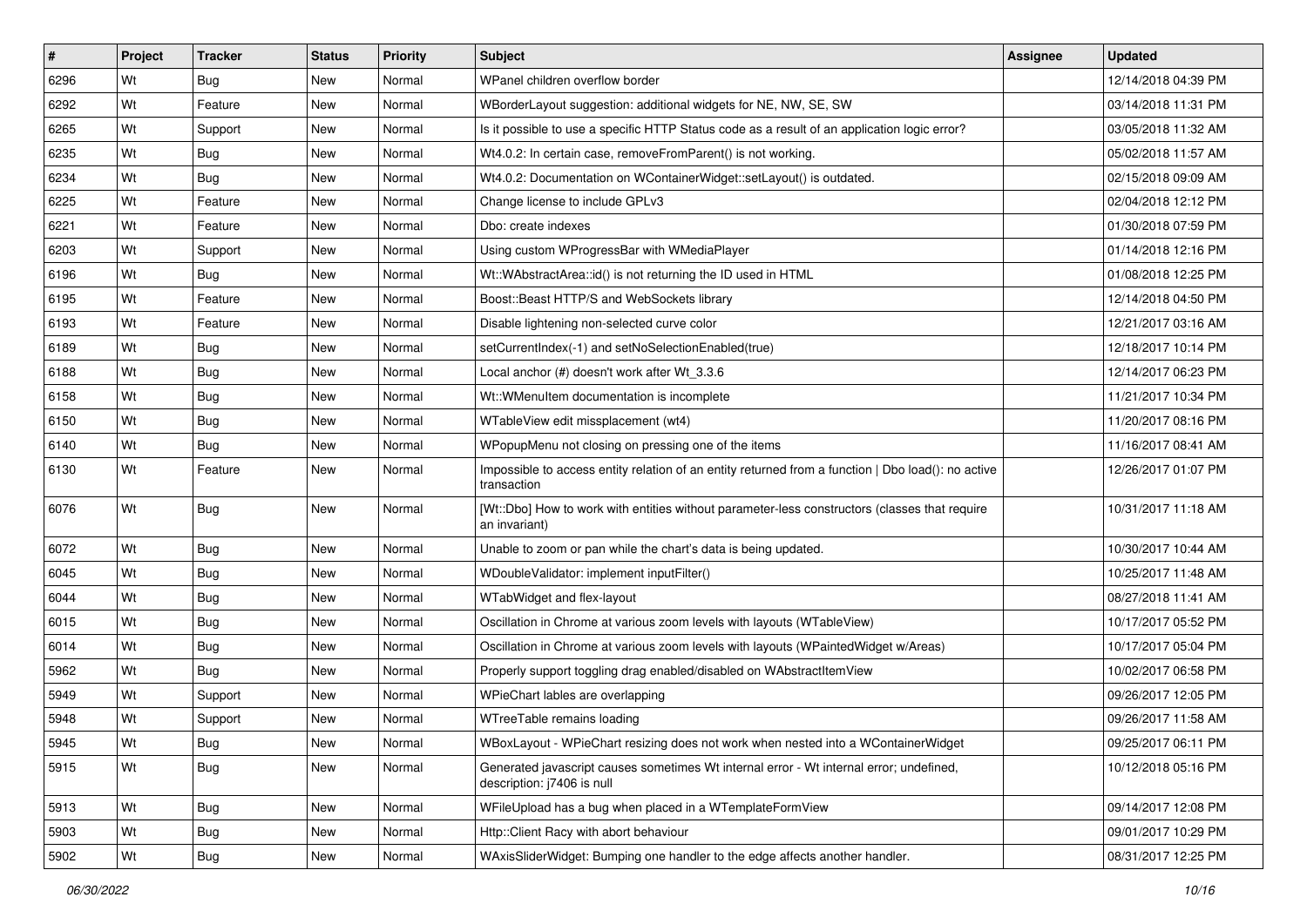| # | Project | Tracker | Status | Priority | Subject | Assignee | Updated |
|---|---|---|---|---|---|---|---|
| 6296 | Wt | Bug | New | Normal | WPanel children overflow border | | 12/14/2018 04:39 PM |
| 6292 | Wt | Feature | New | Normal | WBorderLayout suggestion: additional widgets for NE, NW, SE, SW | | 03/14/2018 11:31 PM |
| 6265 | Wt | Support | New | Normal | Is it possible to use a specific HTTP Status code as a result of an application logic error? | | 03/05/2018 11:32 AM |
| 6235 | Wt | Bug | New | Normal | Wt4.0.2: In certain case, removeFromParent() is not working. | | 05/02/2018 11:57 AM |
| 6234 | Wt | Bug | New | Normal | Wt4.0.2: Documentation on WContainerWidget::setLayout() is outdated. | | 02/15/2018 09:09 AM |
| 6225 | Wt | Feature | New | Normal | Change license to include GPLv3 | | 02/04/2018 12:12 PM |
| 6221 | Wt | Feature | New | Normal | Dbo: create indexes | | 01/30/2018 07:59 PM |
| 6203 | Wt | Support | New | Normal | Using custom WProgressBar with WMediaPlayer | | 01/14/2018 12:16 PM |
| 6196 | Wt | Bug | New | Normal | Wt::WAbstractArea::id() is not returning the ID used in HTML | | 01/08/2018 12:25 PM |
| 6195 | Wt | Feature | New | Normal | Boost::Beast HTTP/S and WebSockets library | | 12/14/2018 04:50 PM |
| 6193 | Wt | Feature | New | Normal | Disable lightening non-selected curve color | | 12/21/2017 03:16 AM |
| 6189 | Wt | Bug | New | Normal | setCurrentIndex(-1) and setNoSelectionEnabled(true) | | 12/18/2017 10:14 PM |
| 6188 | Wt | Bug | New | Normal | Local anchor (#) doesn't work after Wt_3.3.6 | | 12/14/2017 06:23 PM |
| 6158 | Wt | Bug | New | Normal | Wt::WMenuItem documentation is incomplete | | 11/21/2017 10:34 PM |
| 6150 | Wt | Bug | New | Normal | WTableView edit missplacement (wt4) | | 11/20/2017 08:16 PM |
| 6140 | Wt | Bug | New | Normal | WPopupMenu not closing on pressing one of the items | | 11/16/2017 08:41 AM |
| 6130 | Wt | Feature | New | Normal | Impossible to access entity relation of an entity returned from a function \| Dbo load(): no active transaction | | 12/26/2017 01:07 PM |
| 6076 | Wt | Bug | New | Normal | [Wt::Dbo] How to work with entities without parameter-less constructors (classes that require an invariant) | | 10/31/2017 11:18 AM |
| 6072 | Wt | Bug | New | Normal | Unable to zoom or pan while the chart's data is being updated. | | 10/30/2017 10:44 AM |
| 6045 | Wt | Bug | New | Normal | WDoubleValidator: implement inputFilter() | | 10/25/2017 11:48 AM |
| 6044 | Wt | Bug | New | Normal | WTabWidget and flex-layout | | 08/27/2018 11:41 AM |
| 6015 | Wt | Bug | New | Normal | Oscillation in Chrome at various zoom levels with layouts (WTableView) | | 10/17/2017 05:52 PM |
| 6014 | Wt | Bug | New | Normal | Oscillation in Chrome at various zoom levels with layouts (WPaintedWidget w/Areas) | | 10/17/2017 05:04 PM |
| 5962 | Wt | Bug | New | Normal | Properly support toggling drag enabled/disabled on WAbstractItemView | | 10/02/2017 06:58 PM |
| 5949 | Wt | Support | New | Normal | WPieChart lables are overlapping | | 09/26/2017 12:05 PM |
| 5948 | Wt | Support | New | Normal | WTreeTable remains loading | | 09/26/2017 11:58 AM |
| 5945 | Wt | Bug | New | Normal | WBoxLayout - WPieChart resizing does not work when nested into a WContainerWidget | | 09/25/2017 06:11 PM |
| 5915 | Wt | Bug | New | Normal | Generated javascript causes sometimes Wt internal error - Wt internal error; undefined, description: j7406 is null | | 10/12/2018 05:16 PM |
| 5913 | Wt | Bug | New | Normal | WFileUpload has a bug when placed in a WTemplateFormView | | 09/14/2017 12:08 PM |
| 5903 | Wt | Bug | New | Normal | Http::Client Racy with abort behaviour | | 09/01/2017 10:29 PM |
| 5902 | Wt | Bug | New | Normal | WAxisSliderWidget: Bumping one handler to the edge affects another handler. | | 08/31/2017 12:25 PM |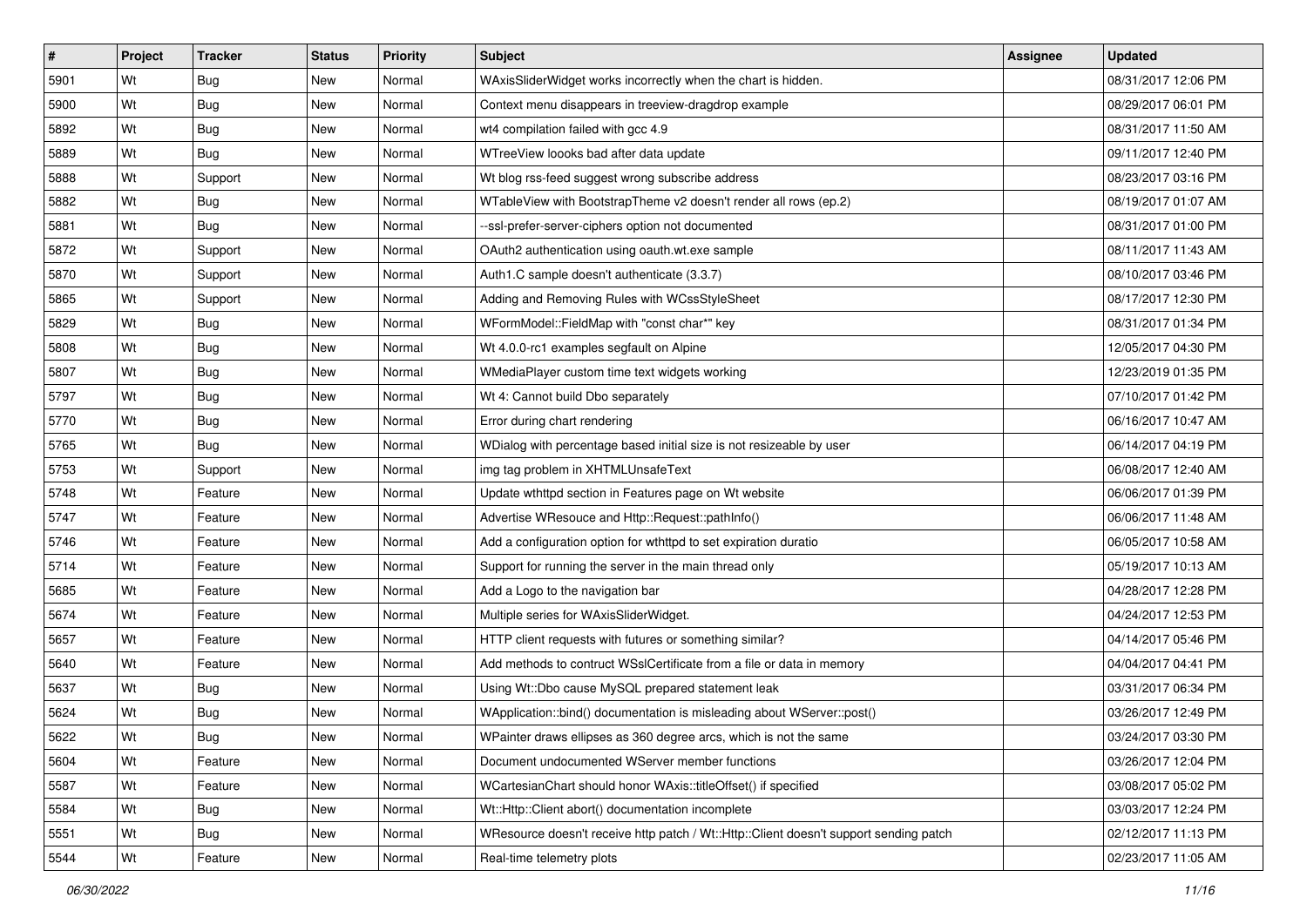| # | Project | Tracker | Status | Priority | Subject | Assignee | Updated |
|---|---|---|---|---|---|---|---|
| 5901 | Wt | Bug | New | Normal | WAxisSliderWidget works incorrectly when the chart is hidden. | | 08/31/2017 12:06 PM |
| 5900 | Wt | Bug | New | Normal | Context menu disappears in treeview-dragdrop example | | 08/29/2017 06:01 PM |
| 5892 | Wt | Bug | New | Normal | wt4 compilation failed with gcc 4.9 | | 08/31/2017 11:50 AM |
| 5889 | Wt | Bug | New | Normal | WTreeView loooks bad after data update | | 09/11/2017 12:40 PM |
| 5888 | Wt | Support | New | Normal | Wt blog rss-feed suggest wrong subscribe address | | 08/23/2017 03:16 PM |
| 5882 | Wt | Bug | New | Normal | WTableView with BootstrapTheme v2 doesn't render all rows (ep.2) | | 08/19/2017 01:07 AM |
| 5881 | Wt | Bug | New | Normal | --ssl-prefer-server-ciphers option not documented | | 08/31/2017 01:00 PM |
| 5872 | Wt | Support | New | Normal | OAuth2 authentication using oauth.wt.exe sample | | 08/11/2017 11:43 AM |
| 5870 | Wt | Support | New | Normal | Auth1.C sample doesn't authenticate (3.3.7) | | 08/10/2017 03:46 PM |
| 5865 | Wt | Support | New | Normal | Adding and Removing Rules with WCssStyleSheet | | 08/17/2017 12:30 PM |
| 5829 | Wt | Bug | New | Normal | WFormModel::FieldMap with "const char*" key | | 08/31/2017 01:34 PM |
| 5808 | Wt | Bug | New | Normal | Wt 4.0.0-rc1 examples segfault on Alpine | | 12/05/2017 04:30 PM |
| 5807 | Wt | Bug | New | Normal | WMediaPlayer custom time text widgets working | | 12/23/2019 01:35 PM |
| 5797 | Wt | Bug | New | Normal | Wt 4: Cannot build Dbo separately | | 07/10/2017 01:42 PM |
| 5770 | Wt | Bug | New | Normal | Error during chart rendering | | 06/16/2017 10:47 AM |
| 5765 | Wt | Bug | New | Normal | WDialog with percentage based initial size is not resizeable by user | | 06/14/2017 04:19 PM |
| 5753 | Wt | Support | New | Normal | img tag problem in XHTMLUnsafeText | | 06/08/2017 12:40 AM |
| 5748 | Wt | Feature | New | Normal | Update wthttpd section in Features page on Wt website | | 06/06/2017 01:39 PM |
| 5747 | Wt | Feature | New | Normal | Advertise WResouce and Http::Request::pathInfo() | | 06/06/2017 11:48 AM |
| 5746 | Wt | Feature | New | Normal | Add a configuration option for wthttpd to set expiration duratio | | 06/05/2017 10:58 AM |
| 5714 | Wt | Feature | New | Normal | Support for running the server in the main thread only | | 05/19/2017 10:13 AM |
| 5685 | Wt | Feature | New | Normal | Add a Logo to the navigation bar | | 04/28/2017 12:28 PM |
| 5674 | Wt | Feature | New | Normal | Multiple series for WAxisSliderWidget. | | 04/24/2017 12:53 PM |
| 5657 | Wt | Feature | New | Normal | HTTP client requests with futures or something similar? | | 04/14/2017 05:46 PM |
| 5640 | Wt | Feature | New | Normal | Add methods to contruct WSslCertificate from a file or data in memory | | 04/04/2017 04:41 PM |
| 5637 | Wt | Bug | New | Normal | Using Wt::Dbo cause MySQL prepared statement leak | | 03/31/2017 06:34 PM |
| 5624 | Wt | Bug | New | Normal | WApplication::bind() documentation is misleading about WServer::post() | | 03/26/2017 12:49 PM |
| 5622 | Wt | Bug | New | Normal | WPainter draws ellipses as 360 degree arcs, which is not the same | | 03/24/2017 03:30 PM |
| 5604 | Wt | Feature | New | Normal | Document undocumented WServer member functions | | 03/26/2017 12:04 PM |
| 5587 | Wt | Feature | New | Normal | WCartesianChart should honor WAxis::titleOffset() if specified | | 03/08/2017 05:02 PM |
| 5584 | Wt | Bug | New | Normal | Wt::Http::Client abort() documentation incomplete | | 03/03/2017 12:24 PM |
| 5551 | Wt | Bug | New | Normal | WResource doesn't receive http patch / Wt::Http::Client doesn't support sending patch | | 02/12/2017 11:13 PM |
| 5544 | Wt | Feature | New | Normal | Real-time telemetry plots | | 02/23/2017 11:05 AM |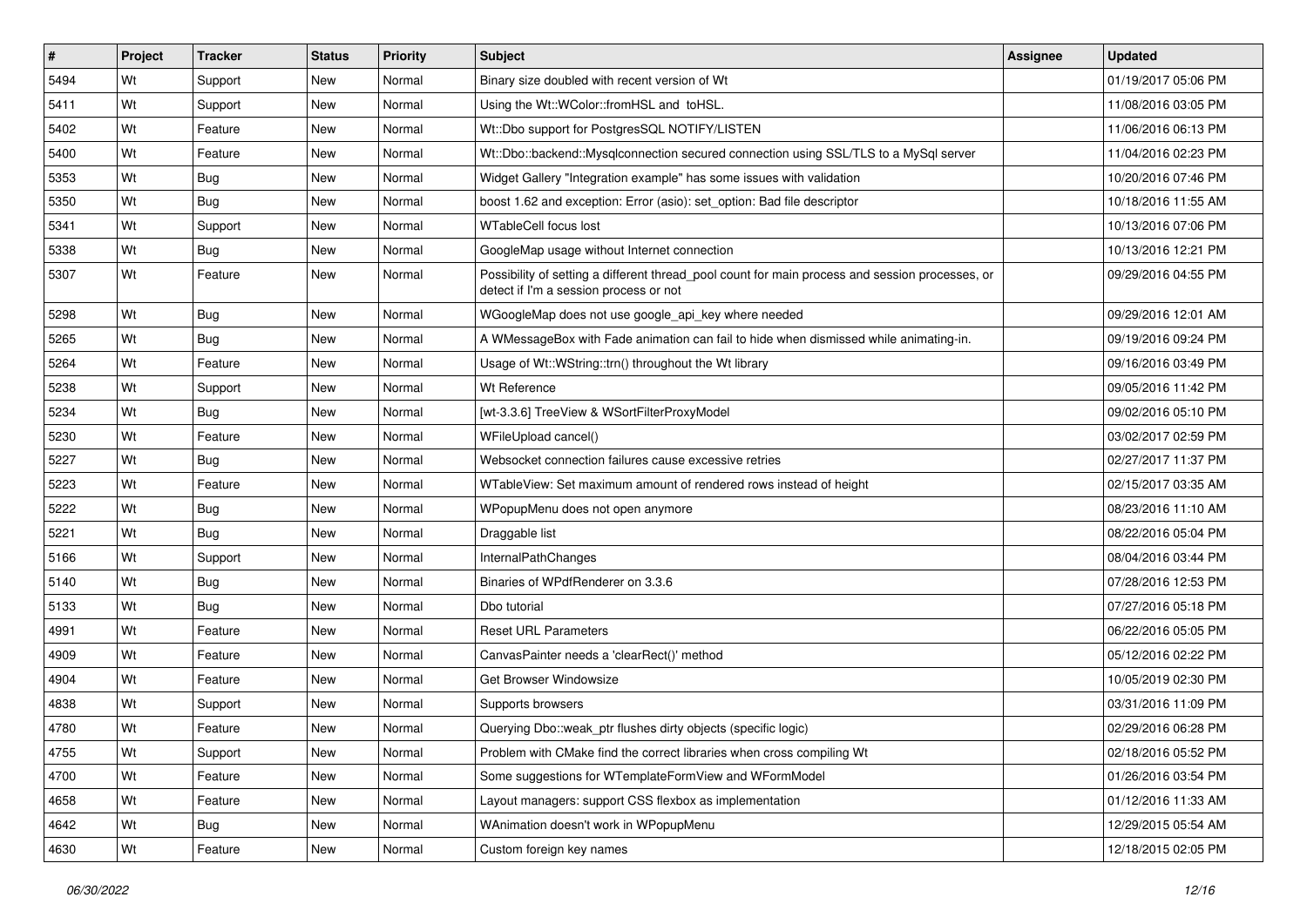| # | Project | Tracker | Status | Priority | Subject | Assignee | Updated |
|---|---|---|---|---|---|---|---|
| 5494 | Wt | Support | New | Normal | Binary size doubled with recent version of Wt | | 01/19/2017 05:06 PM |
| 5411 | Wt | Support | New | Normal | Using the Wt::WColor::fromHSL and toHSL. | | 11/08/2016 03:05 PM |
| 5402 | Wt | Feature | New | Normal | Wt::Dbo support for PostgresSQL NOTIFY/LISTEN | | 11/06/2016 06:13 PM |
| 5400 | Wt | Feature | New | Normal | Wt::Dbo::backend::Mysqlconnection secured connection using SSL/TLS to a MySql server | | 11/04/2016 02:23 PM |
| 5353 | Wt | Bug | New | Normal | Widget Gallery "Integration example" has some issues with validation | | 10/20/2016 07:46 PM |
| 5350 | Wt | Bug | New | Normal | boost 1.62 and exception: Error (asio): set_option: Bad file descriptor | | 10/18/2016 11:55 AM |
| 5341 | Wt | Support | New | Normal | WTableCell focus lost | | 10/13/2016 07:06 PM |
| 5338 | Wt | Bug | New | Normal | GoogleMap usage without Internet connection | | 10/13/2016 12:21 PM |
| 5307 | Wt | Feature | New | Normal | Possibility of setting a different thread_pool count for main process and session processes, or detect if I'm a session process or not | | 09/29/2016 04:55 PM |
| 5298 | Wt | Bug | New | Normal | WGoogleMap does not use google_api_key where needed | | 09/29/2016 12:01 AM |
| 5265 | Wt | Bug | New | Normal | A WMessageBox with Fade animation can fail to hide when dismissed while animating-in. | | 09/19/2016 09:24 PM |
| 5264 | Wt | Feature | New | Normal | Usage of Wt::WString::trn() throughout the Wt library | | 09/16/2016 03:49 PM |
| 5238 | Wt | Support | New | Normal | Wt Reference | | 09/05/2016 11:42 PM |
| 5234 | Wt | Bug | New | Normal | [wt-3.3.6] TreeView & WSortFilterProxyModel | | 09/02/2016 05:10 PM |
| 5230 | Wt | Feature | New | Normal | WFileUpload cancel() | | 03/02/2017 02:59 PM |
| 5227 | Wt | Bug | New | Normal | Websocket connection failures cause excessive retries | | 02/27/2017 11:37 PM |
| 5223 | Wt | Feature | New | Normal | WTableView: Set maximum amount of rendered rows instead of height | | 02/15/2017 03:35 AM |
| 5222 | Wt | Bug | New | Normal | WPopupMenu does not open anymore | | 08/23/2016 11:10 AM |
| 5221 | Wt | Bug | New | Normal | Draggable list | | 08/22/2016 05:04 PM |
| 5166 | Wt | Support | New | Normal | InternalPathChanges | | 08/04/2016 03:44 PM |
| 5140 | Wt | Bug | New | Normal | Binaries of WPdfRenderer on 3.3.6 | | 07/28/2016 12:53 PM |
| 5133 | Wt | Bug | New | Normal | Dbo tutorial | | 07/27/2016 05:18 PM |
| 4991 | Wt | Feature | New | Normal | Reset URL Parameters | | 06/22/2016 05:05 PM |
| 4909 | Wt | Feature | New | Normal | CanvasPainter needs a 'clearRect()' method | | 05/12/2016 02:22 PM |
| 4904 | Wt | Feature | New | Normal | Get Browser Windowsize | | 10/05/2019 02:30 PM |
| 4838 | Wt | Support | New | Normal | Supports browsers | | 03/31/2016 11:09 PM |
| 4780 | Wt | Feature | New | Normal | Querying Dbo::weak_ptr flushes dirty objects (specific logic) | | 02/29/2016 06:28 PM |
| 4755 | Wt | Support | New | Normal | Problem with CMake find the correct libraries when cross compiling Wt | | 02/18/2016 05:52 PM |
| 4700 | Wt | Feature | New | Normal | Some suggestions for WTemplateFormView and WFormModel | | 01/26/2016 03:54 PM |
| 4658 | Wt | Feature | New | Normal | Layout managers: support CSS flexbox as implementation | | 01/12/2016 11:33 AM |
| 4642 | Wt | Bug | New | Normal | WAnimation doesn't work in WPopupMenu | | 12/29/2015 05:54 AM |
| 4630 | Wt | Feature | New | Normal | Custom foreign key names | | 12/18/2015 02:05 PM |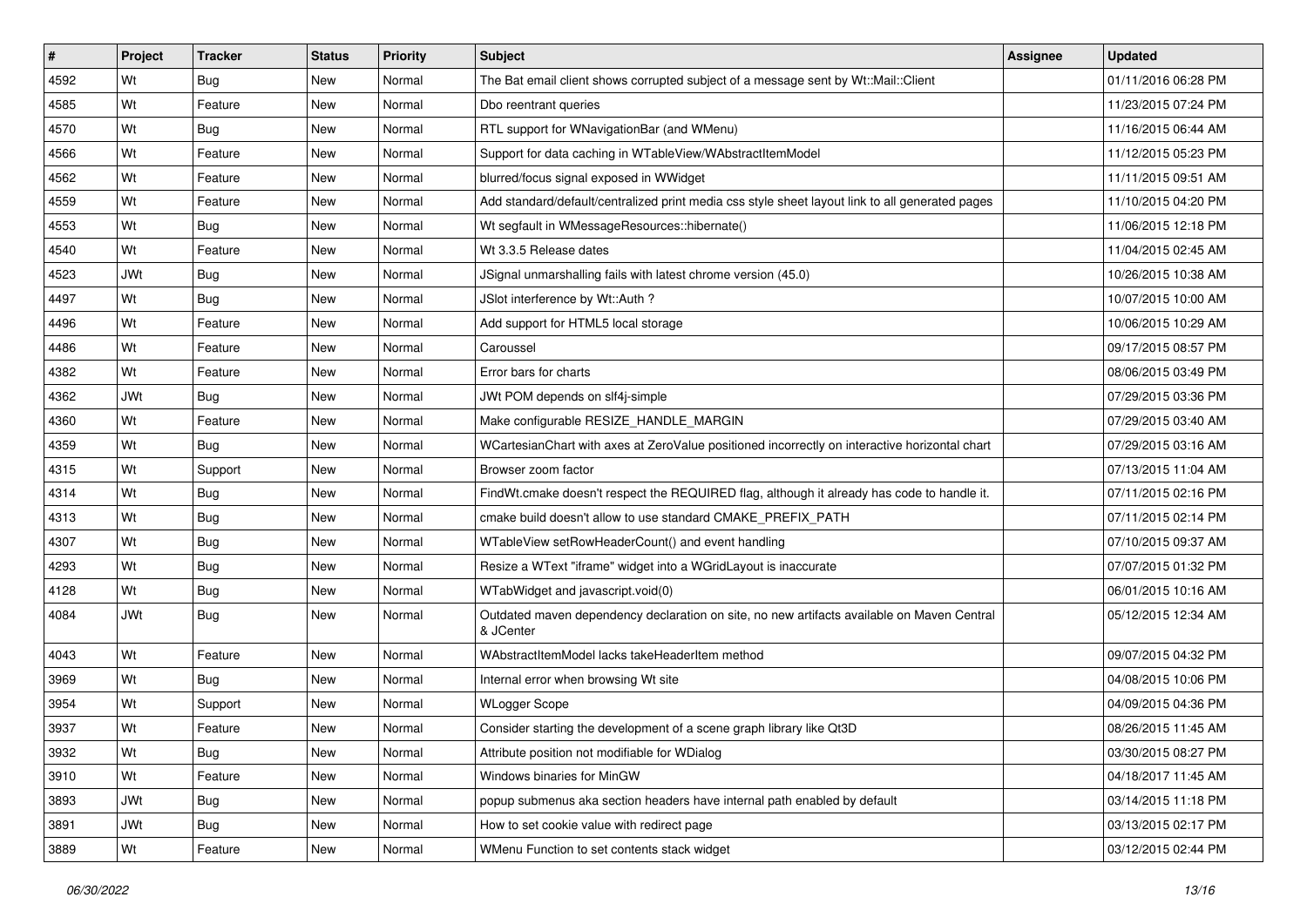| # | Project | Tracker | Status | Priority | Subject | Assignee | Updated |
|---|---|---|---|---|---|---|---|
| 4592 | Wt | Bug | New | Normal | The Bat email client shows corrupted subject of a message sent by Wt::Mail::Client | | 01/11/2016 06:28 PM |
| 4585 | Wt | Feature | New | Normal | Dbo reentrant queries | | 11/23/2015 07:24 PM |
| 4570 | Wt | Bug | New | Normal | RTL support for WNavigationBar (and WMenu) | | 11/16/2015 06:44 AM |
| 4566 | Wt | Feature | New | Normal | Support for data caching in WTableView/WAbstractItemModel | | 11/12/2015 05:23 PM |
| 4562 | Wt | Feature | New | Normal | blurred/focus signal exposed in WWidget | | 11/11/2015 09:51 AM |
| 4559 | Wt | Feature | New | Normal | Add standard/default/centralized print media css style sheet layout link to all generated pages | | 11/10/2015 04:20 PM |
| 4553 | Wt | Bug | New | Normal | Wt segfault in WMessageResources::hibernate() | | 11/06/2015 12:18 PM |
| 4540 | Wt | Feature | New | Normal | Wt 3.3.5 Release dates | | 11/04/2015 02:45 AM |
| 4523 | JWt | Bug | New | Normal | JSignal unmarshalling fails with latest chrome version (45.0) | | 10/26/2015 10:38 AM |
| 4497 | Wt | Bug | New | Normal | JSlot interference by Wt::Auth ? | | 10/07/2015 10:00 AM |
| 4496 | Wt | Feature | New | Normal | Add support for HTML5 local storage | | 10/06/2015 10:29 AM |
| 4486 | Wt | Feature | New | Normal | Caroussel | | 09/17/2015 08:57 PM |
| 4382 | Wt | Feature | New | Normal | Error bars for charts | | 08/06/2015 03:49 PM |
| 4362 | JWt | Bug | New | Normal | JWt POM depends on slf4j-simple | | 07/29/2015 03:36 PM |
| 4360 | Wt | Feature | New | Normal | Make configurable RESIZE_HANDLE_MARGIN | | 07/29/2015 03:40 AM |
| 4359 | Wt | Bug | New | Normal | WCartesianChart with axes at ZeroValue positioned incorrectly on interactive horizontal chart | | 07/29/2015 03:16 AM |
| 4315 | Wt | Support | New | Normal | Browser zoom factor | | 07/13/2015 11:04 AM |
| 4314 | Wt | Bug | New | Normal | FindWt.cmake doesn't respect the REQUIRED flag, although it already has code to handle it. | | 07/11/2015 02:16 PM |
| 4313 | Wt | Bug | New | Normal | cmake build doesn't allow to use standard CMAKE_PREFIX_PATH | | 07/11/2015 02:14 PM |
| 4307 | Wt | Bug | New | Normal | WTableView setRowHeaderCount() and event handling | | 07/10/2015 09:37 AM |
| 4293 | Wt | Bug | New | Normal | Resize a WText "iframe" widget into a WGridLayout is inaccurate | | 07/07/2015 01:32 PM |
| 4128 | Wt | Bug | New | Normal | WTabWidget and javascript.void(0) | | 06/01/2015 10:16 AM |
| 4084 | JWt | Bug | New | Normal | Outdated maven dependency declaration on site, no new artifacts available on Maven Central & JCenter | | 05/12/2015 12:34 AM |
| 4043 | Wt | Feature | New | Normal | WAbstractItemModel lacks takeHeaderItem method | | 09/07/2015 04:32 PM |
| 3969 | Wt | Bug | New | Normal | Internal error when browsing Wt site | | 04/08/2015 10:06 PM |
| 3954 | Wt | Support | New | Normal | WLogger Scope | | 04/09/2015 04:36 PM |
| 3937 | Wt | Feature | New | Normal | Consider starting the development of a scene graph library like Qt3D | | 08/26/2015 11:45 AM |
| 3932 | Wt | Bug | New | Normal | Attribute position not modifiable for WDialog | | 03/30/2015 08:27 PM |
| 3910 | Wt | Feature | New | Normal | Windows binaries for MinGW | | 04/18/2017 11:45 AM |
| 3893 | JWt | Bug | New | Normal | popup submenus aka section headers have internal path enabled by default | | 03/14/2015 11:18 PM |
| 3891 | JWt | Bug | New | Normal | How to set cookie value with redirect page | | 03/13/2015 02:17 PM |
| 3889 | Wt | Feature | New | Normal | WMenu Function to set contents stack widget | | 03/12/2015 02:44 PM |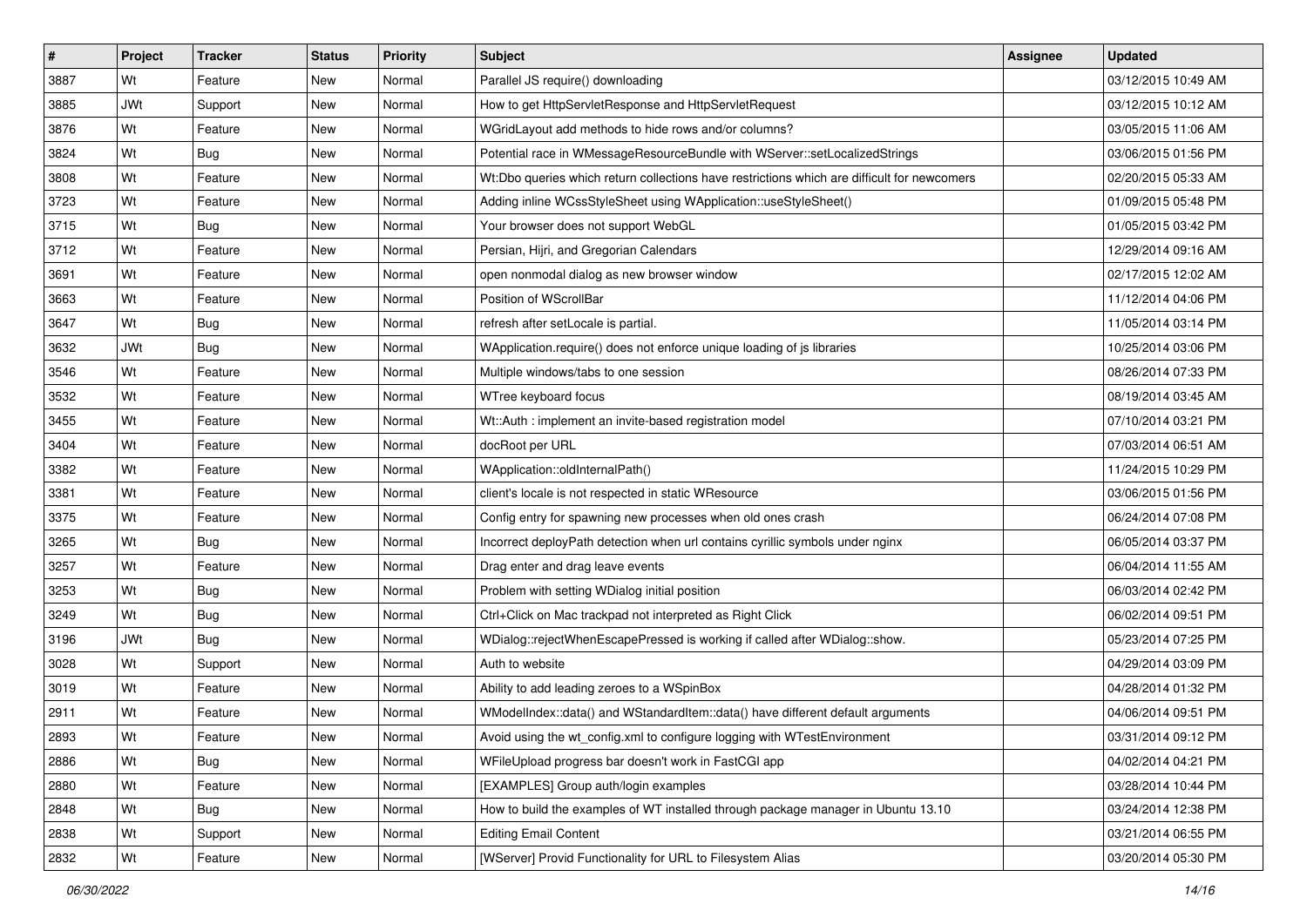| # | Project | Tracker | Status | Priority | Subject | Assignee | Updated |
|---|---|---|---|---|---|---|---|
| 3887 | Wt | Feature | New | Normal | Parallel JS require() downloading | | 03/12/2015 10:49 AM |
| 3885 | JWt | Support | New | Normal | How to get HttpServletResponse and HttpServletRequest | | 03/12/2015 10:12 AM |
| 3876 | Wt | Feature | New | Normal | WGridLayout add methods to hide rows and/or columns? | | 03/05/2015 11:06 AM |
| 3824 | Wt | Bug | New | Normal | Potential race in WMessageResourceBundle with WServer::setLocalizedStrings | | 03/06/2015 01:56 PM |
| 3808 | Wt | Feature | New | Normal | Wt:Dbo queries which return collections have restrictions which are difficult for newcomers | | 02/20/2015 05:33 AM |
| 3723 | Wt | Feature | New | Normal | Adding inline WCssStyleSheet using WApplication::useStyleSheet() | | 01/09/2015 05:48 PM |
| 3715 | Wt | Bug | New | Normal | Your browser does not support WebGL | | 01/05/2015 03:42 PM |
| 3712 | Wt | Feature | New | Normal | Persian, Hijri, and Gregorian Calendars | | 12/29/2014 09:16 AM |
| 3691 | Wt | Feature | New | Normal | open nonmodal dialog as new browser window | | 02/17/2015 12:02 AM |
| 3663 | Wt | Feature | New | Normal | Position of WScrollBar | | 11/12/2014 04:06 PM |
| 3647 | Wt | Bug | New | Normal | refresh after setLocale is partial. | | 11/05/2014 03:14 PM |
| 3632 | JWt | Bug | New | Normal | WApplication.require() does not enforce unique loading of js libraries | | 10/25/2014 03:06 PM |
| 3546 | Wt | Feature | New | Normal | Multiple windows/tabs to one session | | 08/26/2014 07:33 PM |
| 3532 | Wt | Feature | New | Normal | WTree keyboard focus | | 08/19/2014 03:45 AM |
| 3455 | Wt | Feature | New | Normal | Wt::Auth : implement an invite-based registration model | | 07/10/2014 03:21 PM |
| 3404 | Wt | Feature | New | Normal | docRoot per URL | | 07/03/2014 06:51 AM |
| 3382 | Wt | Feature | New | Normal | WApplication::oldInternalPath() | | 11/24/2015 10:29 PM |
| 3381 | Wt | Feature | New | Normal | client's locale is not respected in static WResource | | 03/06/2015 01:56 PM |
| 3375 | Wt | Feature | New | Normal | Config entry for spawning new processes when old ones crash | | 06/24/2014 07:08 PM |
| 3265 | Wt | Bug | New | Normal | Incorrect deployPath detection when url contains cyrillic symbols under nginx | | 06/05/2014 03:37 PM |
| 3257 | Wt | Feature | New | Normal | Drag enter and drag leave events | | 06/04/2014 11:55 AM |
| 3253 | Wt | Bug | New | Normal | Problem with setting WDialog initial position | | 06/03/2014 02:42 PM |
| 3249 | Wt | Bug | New | Normal | Ctrl+Click on Mac trackpad not interpreted as Right Click | | 06/02/2014 09:51 PM |
| 3196 | JWt | Bug | New | Normal | WDialog::rejectWhenEscapePressed is working if called after WDialog::show. | | 05/23/2014 07:25 PM |
| 3028 | Wt | Support | New | Normal | Auth to website | | 04/29/2014 03:09 PM |
| 3019 | Wt | Feature | New | Normal | Ability to add leading zeroes to a WSpinBox | | 04/28/2014 01:32 PM |
| 2911 | Wt | Feature | New | Normal | WModelIndex::data() and WStandardItem::data() have different default arguments | | 04/06/2014 09:51 PM |
| 2893 | Wt | Feature | New | Normal | Avoid using the wt_config.xml to configure logging with WTestEnvironment | | 03/31/2014 09:12 PM |
| 2886 | Wt | Bug | New | Normal | WFileUpload progress bar doesn't work in FastCGI app | | 04/02/2014 04:21 PM |
| 2880 | Wt | Feature | New | Normal | [EXAMPLES] Group auth/login examples | | 03/28/2014 10:44 PM |
| 2848 | Wt | Bug | New | Normal | How to build the examples of WT installed through package manager in Ubuntu 13.10 | | 03/24/2014 12:38 PM |
| 2838 | Wt | Support | New | Normal | Editing Email Content | | 03/21/2014 06:55 PM |
| 2832 | Wt | Feature | New | Normal | [WServer] Provid Functionality for URL to Filesystem Alias | | 03/20/2014 05:30 PM |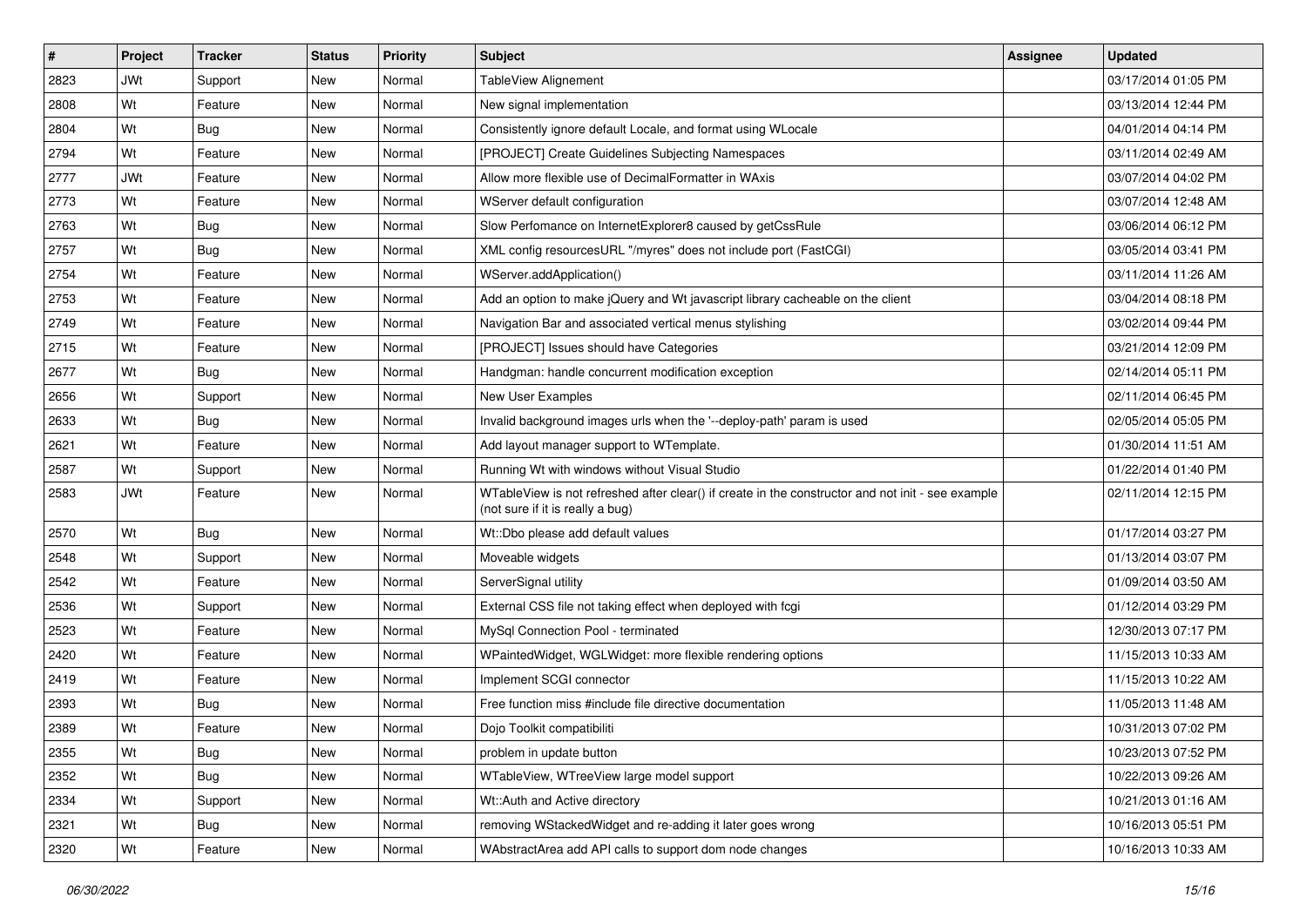| # | Project | Tracker | Status | Priority | Subject | Assignee | Updated |
|---|---|---|---|---|---|---|---|
| 2823 | JWt | Support | New | Normal | TableView Alignement | | 03/17/2014 01:05 PM |
| 2808 | Wt | Feature | New | Normal | New signal implementation | | 03/13/2014 12:44 PM |
| 2804 | Wt | Bug | New | Normal | Consistently ignore default Locale, and format using WLocale | | 04/01/2014 04:14 PM |
| 2794 | Wt | Feature | New | Normal | [PROJECT] Create Guidelines Subjecting Namespaces | | 03/11/2014 02:49 AM |
| 2777 | JWt | Feature | New | Normal | Allow more flexible use of DecimalFormatter in WAxis | | 03/07/2014 04:02 PM |
| 2773 | Wt | Feature | New | Normal | WServer default configuration | | 03/07/2014 12:48 AM |
| 2763 | Wt | Bug | New | Normal | Slow Perfomance on InternetExplorer8 caused by getCssRule | | 03/06/2014 06:12 PM |
| 2757 | Wt | Bug | New | Normal | XML config resourcesURL "/myres" does not include port (FastCGI) | | 03/05/2014 03:41 PM |
| 2754 | Wt | Feature | New | Normal | WServer.addApplication() | | 03/11/2014 11:26 AM |
| 2753 | Wt | Feature | New | Normal | Add an option to make jQuery and Wt javascript library cacheable on the client | | 03/04/2014 08:18 PM |
| 2749 | Wt | Feature | New | Normal | Navigation Bar and associated vertical menus stylishing | | 03/02/2014 09:44 PM |
| 2715 | Wt | Feature | New | Normal | [PROJECT] Issues should have Categories | | 03/21/2014 12:09 PM |
| 2677 | Wt | Bug | New | Normal | Handgman: handle concurrent modification exception | | 02/14/2014 05:11 PM |
| 2656 | Wt | Support | New | Normal | New User Examples | | 02/11/2014 06:45 PM |
| 2633 | Wt | Bug | New | Normal | Invalid background images urls when the '--deploy-path' param is used | | 02/05/2014 05:05 PM |
| 2621 | Wt | Feature | New | Normal | Add layout manager support to WTemplate. | | 01/30/2014 11:51 AM |
| 2587 | Wt | Support | New | Normal | Running Wt with windows without Visual Studio | | 01/22/2014 01:40 PM |
| 2583 | JWt | Feature | New | Normal | WTableView is not refreshed after clear() if create in the constructor and not init - see example (not sure if it is really a bug) | | 02/11/2014 12:15 PM |
| 2570 | Wt | Bug | New | Normal | Wt::Dbo please add default values | | 01/17/2014 03:27 PM |
| 2548 | Wt | Support | New | Normal | Moveable widgets | | 01/13/2014 03:07 PM |
| 2542 | Wt | Feature | New | Normal | ServerSignal utility | | 01/09/2014 03:50 AM |
| 2536 | Wt | Support | New | Normal | External CSS file not taking effect when deployed with fcgi | | 01/12/2014 03:29 PM |
| 2523 | Wt | Feature | New | Normal | MySql Connection Pool - terminated | | 12/30/2013 07:17 PM |
| 2420 | Wt | Feature | New | Normal | WPaintedWidget, WGLWidget: more flexible rendering options | | 11/15/2013 10:33 AM |
| 2419 | Wt | Feature | New | Normal | Implement SCGI connector | | 11/15/2013 10:22 AM |
| 2393 | Wt | Bug | New | Normal | Free function miss #include file directive documentation | | 11/05/2013 11:48 AM |
| 2389 | Wt | Feature | New | Normal | Dojo Toolkit compatibiliti | | 10/31/2013 07:02 PM |
| 2355 | Wt | Bug | New | Normal | problem in update button | | 10/23/2013 07:52 PM |
| 2352 | Wt | Bug | New | Normal | WTableView, WTreeView large model support | | 10/22/2013 09:26 AM |
| 2334 | Wt | Support | New | Normal | Wt::Auth and Active directory | | 10/21/2013 01:16 AM |
| 2321 | Wt | Bug | New | Normal | removing WStackedWidget and re-adding it later goes wrong | | 10/16/2013 05:51 PM |
| 2320 | Wt | Feature | New | Normal | WAbstractArea add API calls to support dom node changes | | 10/16/2013 10:33 AM |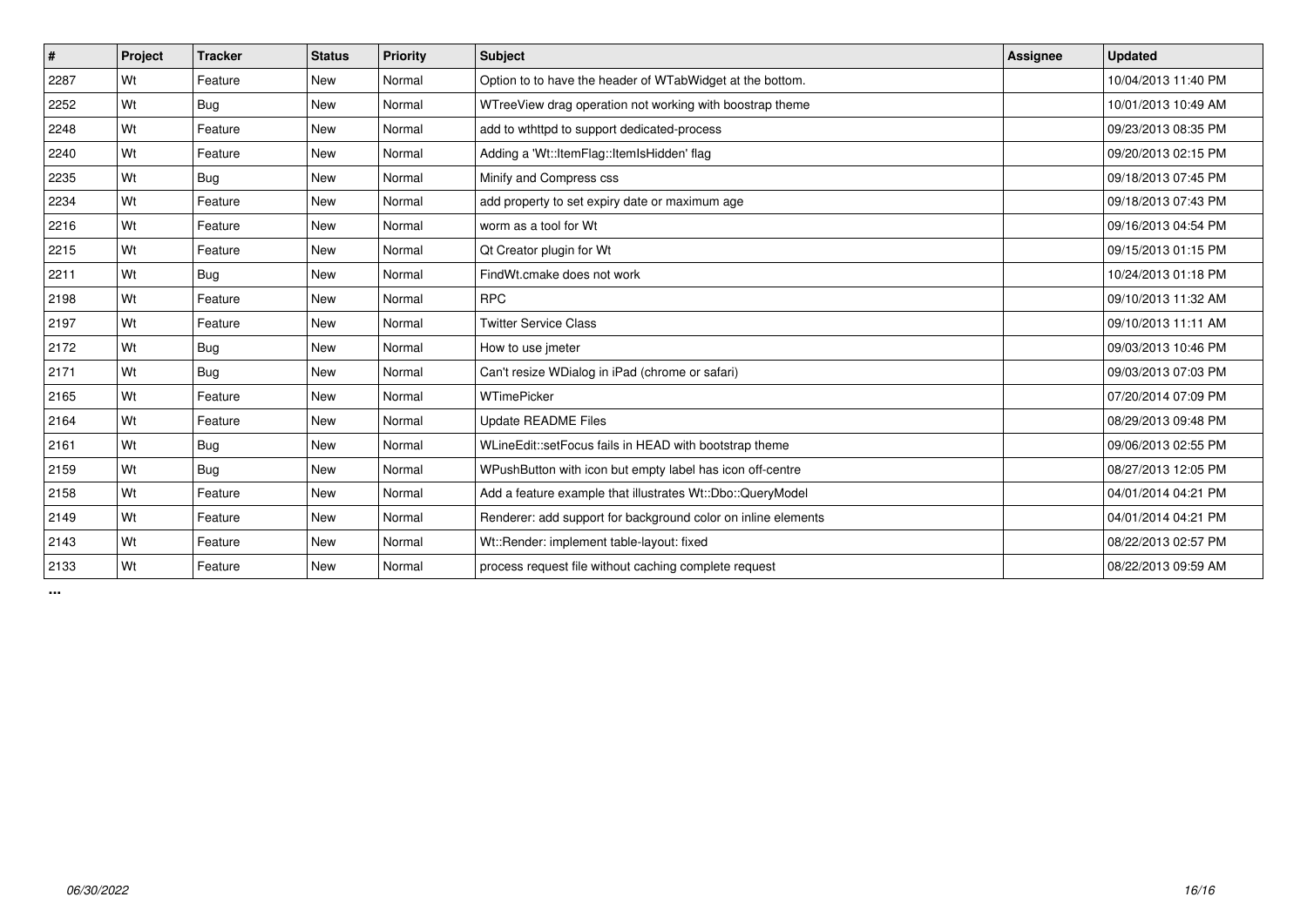| # | Project | Tracker | Status | Priority | Subject | Assignee | Updated |
|---|---|---|---|---|---|---|---|
| 2287 | Wt | Feature | New | Normal | Option to to have the header of WTabWidget at the bottom. | | 10/04/2013 11:40 PM |
| 2252 | Wt | Bug | New | Normal | WTreeView drag operation not working with boostrap theme | | 10/01/2013 10:49 AM |
| 2248 | Wt | Feature | New | Normal | add to wthttpd to support dedicated-process | | 09/23/2013 08:35 PM |
| 2240 | Wt | Feature | New | Normal | Adding a 'Wt::ItemFlag::ItemIsHidden' flag | | 09/20/2013 02:15 PM |
| 2235 | Wt | Bug | New | Normal | Minify and Compress css | | 09/18/2013 07:45 PM |
| 2234 | Wt | Feature | New | Normal | add property to set expiry date or maximum age | | 09/18/2013 07:43 PM |
| 2216 | Wt | Feature | New | Normal | worm as a tool for Wt | | 09/16/2013 04:54 PM |
| 2215 | Wt | Feature | New | Normal | Qt Creator plugin for Wt | | 09/15/2013 01:15 PM |
| 2211 | Wt | Bug | New | Normal | FindWt.cmake does not work | | 10/24/2013 01:18 PM |
| 2198 | Wt | Feature | New | Normal | RPC | | 09/10/2013 11:32 AM |
| 2197 | Wt | Feature | New | Normal | Twitter Service Class | | 09/10/2013 11:11 AM |
| 2172 | Wt | Bug | New | Normal | How to use jmeter | | 09/03/2013 10:46 PM |
| 2171 | Wt | Bug | New | Normal | Can't resize WDialog in iPad (chrome or safari) | | 09/03/2013 07:03 PM |
| 2165 | Wt | Feature | New | Normal | WTimePicker | | 07/20/2014 07:09 PM |
| 2164 | Wt | Feature | New | Normal | Update README Files | | 08/29/2013 09:48 PM |
| 2161 | Wt | Bug | New | Normal | WLineEdit::setFocus fails in HEAD with bootstrap theme | | 09/06/2013 02:55 PM |
| 2159 | Wt | Bug | New | Normal | WPushButton with icon but empty label has icon off-centre | | 08/27/2013 12:05 PM |
| 2158 | Wt | Feature | New | Normal | Add a feature example that illustrates Wt::Dbo::QueryModel | | 04/01/2014 04:21 PM |
| 2149 | Wt | Feature | New | Normal | Renderer: add support for background color on inline elements | | 04/01/2014 04:21 PM |
| 2143 | Wt | Feature | New | Normal | Wt::Render: implement table-layout: fixed | | 08/22/2013 02:57 PM |
| 2133 | Wt | Feature | New | Normal | process request file without caching complete request | | 08/22/2013 09:59 AM |

...